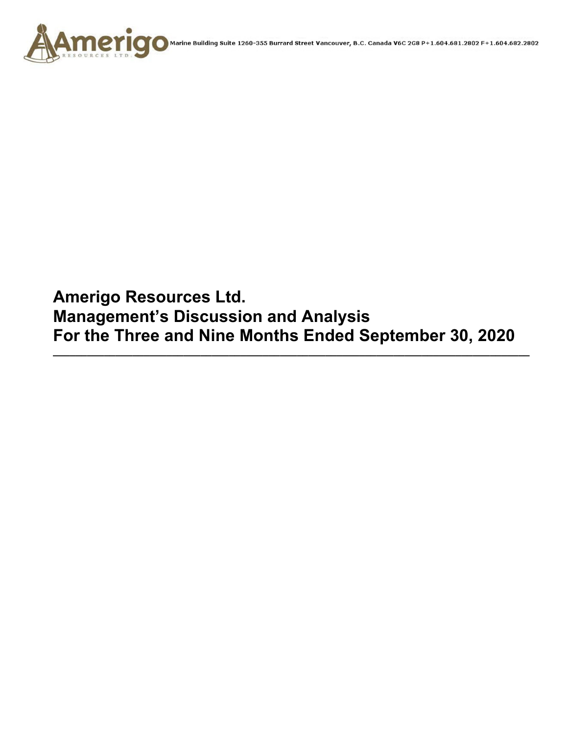Marine Building Suite 1260-355 Burrard Street Vancouver, B.C. Canada V6C 2G8 P+1.604.681.2802 F+1.604.682.2802

# Amerigo Resources Ltd.
# Management's Discussion and Analysis
# For the Three and Nine Months Ended September 30, 2020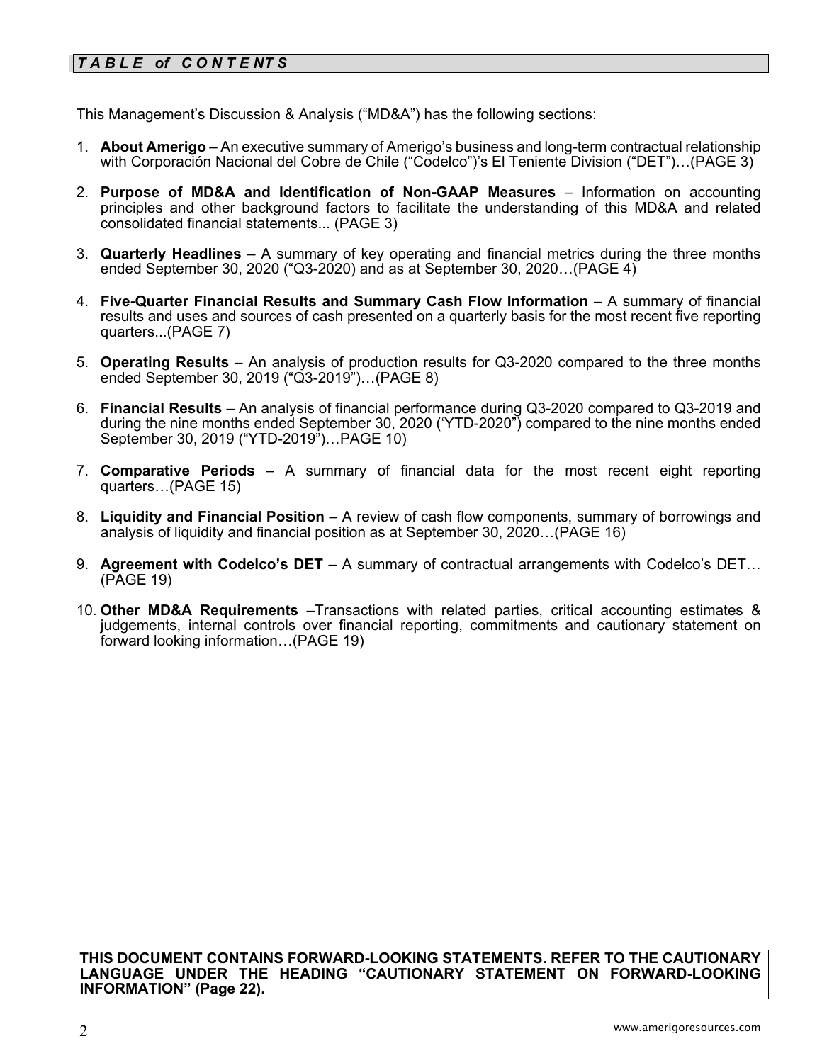## ***T A B L E of C O N T E NT S***

This Management's Discussion & Analysis ("MD&A") has the following sections:

1. **About Amerigo** – An executive summary of Amerigo's business and long-term contractual relationship with Corporación Nacional del Cobre de Chile ("Codelco")'s El Teniente Division ("DET")…(PAGE 3)

2. **Purpose of MD&A and Identification of Non-GAAP Measures** – Information on accounting principles and other background factors to facilitate the understanding of this MD&A and related consolidated financial statements... (PAGE 3)

3. **Quarterly Headlines** – A summary of key operating and financial metrics during the three months ended September 30, 2020 ("Q3-2020) and as at September 30, 2020…(PAGE 4)

4. **Five-Quarter Financial Results and Summary Cash Flow Information** – A summary of financial results and uses and sources of cash presented on a quarterly basis for the most recent five reporting quarters...(PAGE 7)

5. **Operating Results** – An analysis of production results for Q3-2020 compared to the three months ended September 30, 2019 ("Q3-2019")…(PAGE 8)

6. **Financial Results** – An analysis of financial performance during Q3-2020 compared to Q3-2019 and during the nine months ended September 30, 2020 ('YTD-2020") compared to the nine months ended September 30, 2019 ("YTD-2019")…PAGE 10)

7. **Comparative Periods** – A summary of financial data for the most recent eight reporting quarters…(PAGE 15)

8. **Liquidity and Financial Position** – A review of cash flow components, summary of borrowings and analysis of liquidity and financial position as at September 30, 2020…(PAGE 16)

9. **Agreement with Codelco's DET** – A summary of contractual arrangements with Codelco's DET… (PAGE 19)

10. **Other MD&A Requirements** –Transactions with related parties, critical accounting estimates & judgements, internal controls over financial reporting, commitments and cautionary statement on forward looking information…(PAGE 19)

**THIS DOCUMENT CONTAINS FORWARD-LOOKING STATEMENTS. REFER TO THE CAUTIONARY LANGUAGE UNDER THE HEADING "CAUTIONARY STATEMENT ON FORWARD-LOOKING INFORMATION" (Page 22).**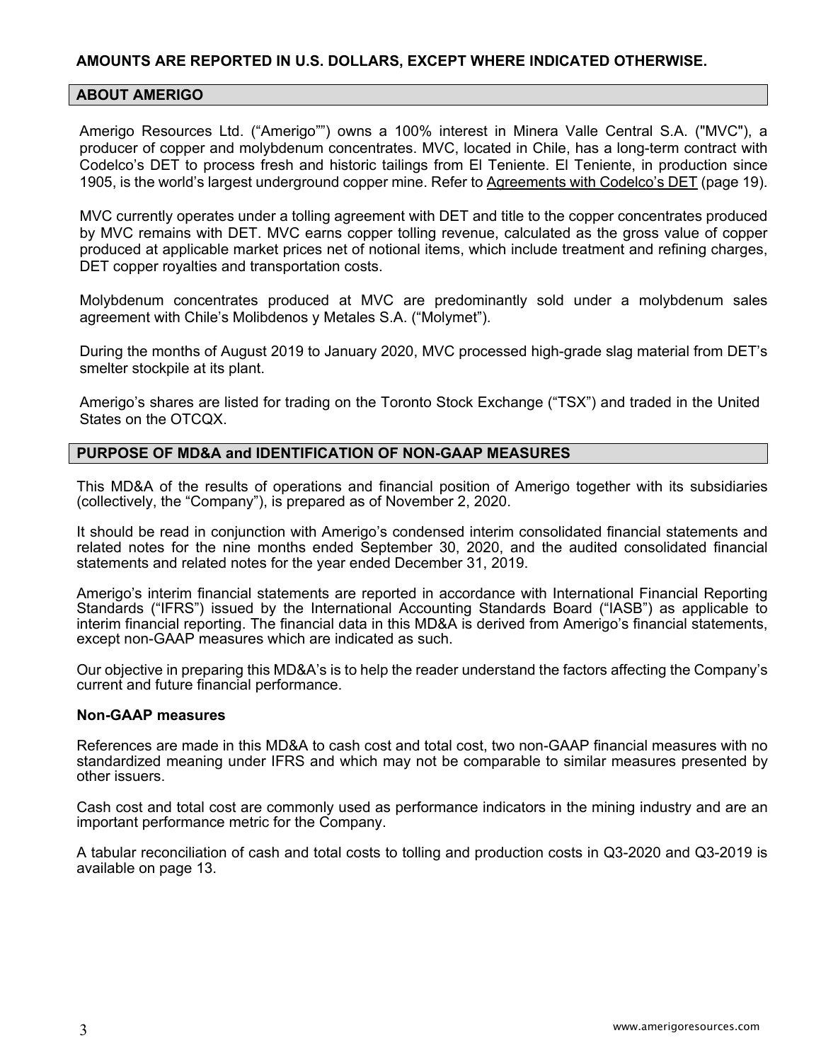**AMOUNTS ARE REPORTED IN U.S. DOLLARS, EXCEPT WHERE INDICATED OTHERWISE.**

## ABOUT AMERIGO

Amerigo Resources Ltd. ("Amerigo"") owns a 100% interest in Minera Valle Central S.A. ("MVC"), a producer of copper and molybdenum concentrates. MVC, located in Chile, has a long-term contract with Codelco's DET to process fresh and historic tailings from El Teniente. El Teniente, in production since 1905, is the world's largest underground copper mine. Refer to Agreements with Codelco's DET (page 19).

MVC currently operates under a tolling agreement with DET and title to the copper concentrates produced by MVC remains with DET. MVC earns copper tolling revenue, calculated as the gross value of copper produced at applicable market prices net of notional items, which include treatment and refining charges, DET copper royalties and transportation costs.

Molybdenum concentrates produced at MVC are predominantly sold under a molybdenum sales agreement with Chile's Molibdenos y Metales S.A. ("Molymet").

During the months of August 2019 to January 2020, MVC processed high-grade slag material from DET's smelter stockpile at its plant.

Amerigo's shares are listed for trading on the Toronto Stock Exchange ("TSX") and traded in the United States on the OTCQX.

## PURPOSE OF MD&A and IDENTIFICATION OF NON-GAAP MEASURES

This MD&A of the results of operations and financial position of Amerigo together with its subsidiaries (collectively, the "Company"), is prepared as of November 2, 2020.

It should be read in conjunction with Amerigo's condensed interim consolidated financial statements and related notes for the nine months ended September 30, 2020, and the audited consolidated financial statements and related notes for the year ended December 31, 2019.

Amerigo's interim financial statements are reported in accordance with International Financial Reporting Standards ("IFRS") issued by the International Accounting Standards Board ("IASB") as applicable to interim financial reporting. The financial data in this MD&A is derived from Amerigo's financial statements, except non-GAAP measures which are indicated as such.

Our objective in preparing this MD&A's is to help the reader understand the factors affecting the Company's current and future financial performance.

### Non-GAAP measures

References are made in this MD&A to cash cost and total cost, two non-GAAP financial measures with no standardized meaning under IFRS and which may not be comparable to similar measures presented by other issuers.

Cash cost and total cost are commonly used as performance indicators in the mining industry and are an important performance metric for the Company.

A tabular reconciliation of cash and total costs to tolling and production costs in Q3-2020 and Q3-2019 is available on page 13.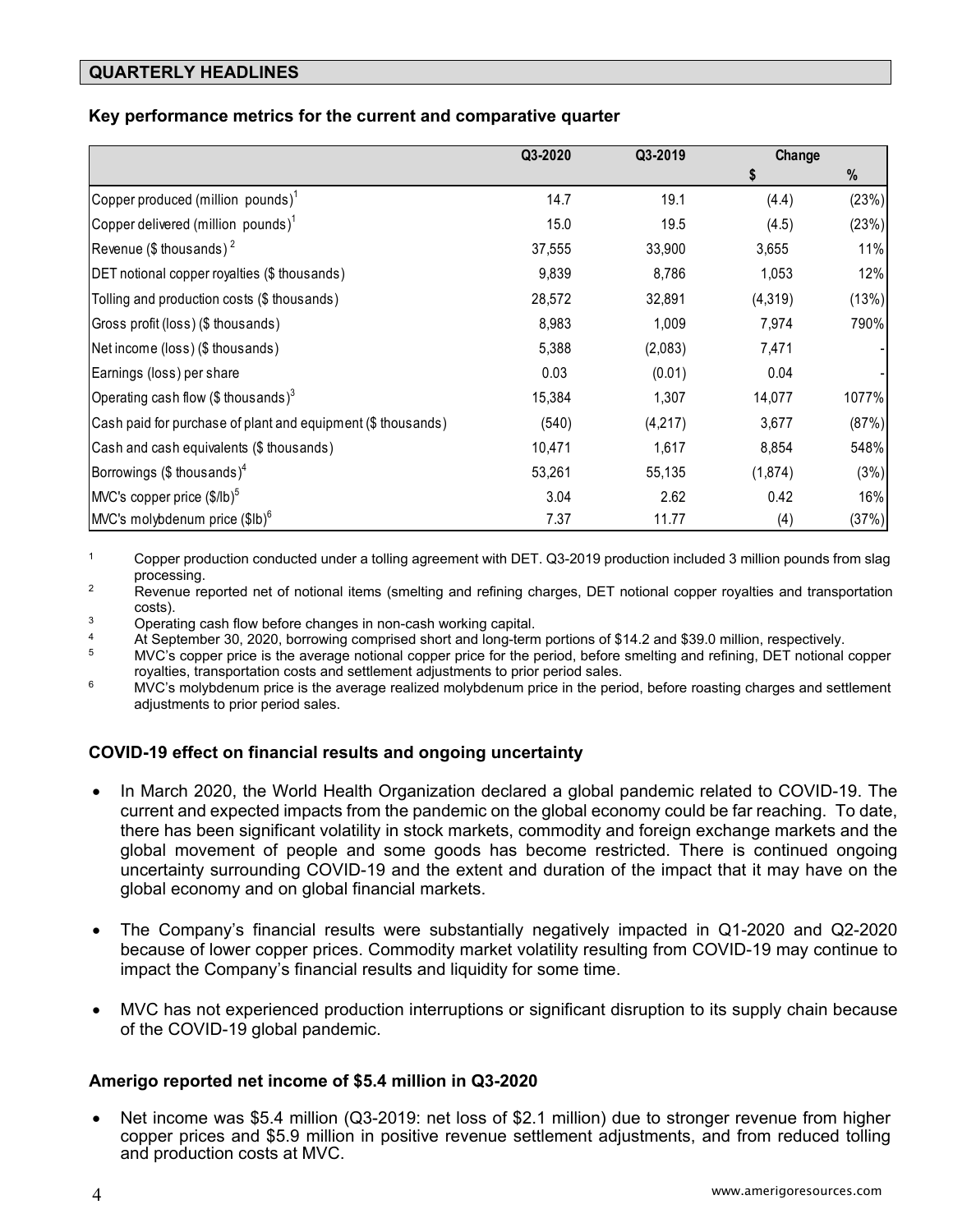## QUARTERLY HEADLINES

### Key performance metrics for the current and comparative quarter

| | Q3-2020 | Q3-2019 | Change | |
|---|---|---|---|---|
| | | | $ | % |
| Copper produced (million pounds)[1] | 14.7 | 19.1 | (4.4) | (23%) |
| Copper delivered (million pounds)[1] | 15.0 | 19.5 | (4.5) | (23%) |
| Revenue ($ thousands)[2] | 37,555 | 33,900 | 3,655 | 11% |
| DET notional copper royalties ($ thousands) | 9,839 | 8,786 | 1,053 | 12% |
| Tolling and production costs ($ thousands) | 28,572 | 32,891 | (4,319) | (13%) |
| Gross profit (loss) ($ thousands) | 8,983 | 1,009 | 7,974 | 790% |
| Net income (loss) ($ thousands) | 5,388 | (2,083) | 7,471 | - |
| Earnings (loss) per share | 0.03 | (0.01) | 0.04 | - |
| Operating cash flow ($ thousands)[3] | 15,384 | 1,307 | 14,077 | 1077% |
| Cash paid for purchase of plant and equipment ($ thousands) | (540) | (4,217) | 3,677 | (87%) |
| Cash and cash equivalents ($ thousands) | 10,471 | 1,617 | 8,854 | 548% |
| Borrowings ($ thousands)[4] | 53,261 | 55,135 | (1,874) | (3%) |
| MVC's copper price ($/lb)[5] | 3.04 | 2.62 | 0.42 | 16% |
| MVC's molybdenum price ($lb)[6] | 7.37 | 11.77 | (4) | (37%) |

1. Copper production conducted under a tolling agreement with DET. Q3-2019 production included 3 million pounds from slag processing.
2. Revenue reported net of notional items (smelting and refining charges, DET notional copper royalties and transportation costs).
3. Operating cash flow before changes in non-cash working capital.
4. At September 30, 2020, borrowing comprised short and long-term portions of $14.2 and $39.0 million, respectively.
5. MVC's copper price is the average notional copper price for the period, before smelting and refining, DET notional copper royalties, transportation costs and settlement adjustments to prior period sales.
6. MVC's molybdenum price is the average realized molybdenum price in the period, before roasting charges and settlement adjustments to prior period sales.

### COVID-19 effect on financial results and ongoing uncertainty

- In March 2020, the World Health Organization declared a global pandemic related to COVID-19. The current and expected impacts from the pandemic on the global economy could be far reaching. To date, there has been significant volatility in stock markets, commodity and foreign exchange markets and the global movement of people and some goods has become restricted. There is continued ongoing uncertainty surrounding COVID-19 and the extent and duration of the impact that it may have on the global economy and on global financial markets.
- The Company's financial results were substantially negatively impacted in Q1-2020 and Q2-2020 because of lower copper prices. Commodity market volatility resulting from COVID-19 may continue to impact the Company's financial results and liquidity for some time.
- MVC has not experienced production interruptions or significant disruption to its supply chain because of the COVID-19 global pandemic.

### Amerigo reported net income of $5.4 million in Q3-2020

- Net income was $5.4 million (Q3-2019: net loss of $2.1 million) due to stronger revenue from higher copper prices and $5.9 million in positive revenue settlement adjustments, and from reduced tolling and production costs at MVC.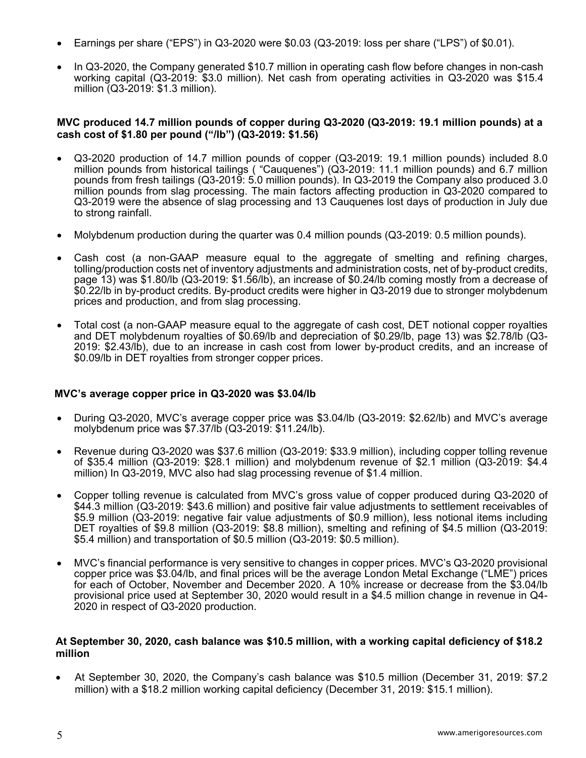- Earnings per share ("EPS") in Q3-2020 were $0.03 (Q3-2019: loss per share ("LPS") of $0.01).
- In Q3-2020, the Company generated $10.7 million in operating cash flow before changes in non-cash working capital (Q3-2019: $3.0 million). Net cash from operating activities in Q3-2020 was $15.4 million (Q3-2019: $1.3 million).

**MVC produced 14.7 million pounds of copper during Q3-2020 (Q3-2019: 19.1 million pounds) at a cash cost of $1.80 per pound ("/lb") (Q3-2019: $1.56)**

- Q3-2020 production of 14.7 million pounds of copper (Q3-2019: 19.1 million pounds) included 8.0 million pounds from historical tailings ( "Cauquenes") (Q3-2019: 11.1 million pounds) and 6.7 million pounds from fresh tailings (Q3-2019: 5.0 million pounds). In Q3-2019 the Company also produced 3.0 million pounds from slag processing. The main factors affecting production in Q3-2020 compared to Q3-2019 were the absence of slag processing and 13 Cauquenes lost days of production in July due to strong rainfall.
- Molybdenum production during the quarter was 0.4 million pounds (Q3-2019: 0.5 million pounds).
- Cash cost (a non-GAAP measure equal to the aggregate of smelting and refining charges, tolling/production costs net of inventory adjustments and administration costs, net of by-product credits, page 13) was $1.80/lb (Q3-2019: $1.56/lb), an increase of $0.24/lb coming mostly from a decrease of $0.22/lb in by-product credits. By-product credits were higher in Q3-2019 due to stronger molybdenum prices and production, and from slag processing.
- Total cost (a non-GAAP measure equal to the aggregate of cash cost, DET notional copper royalties and DET molybdenum royalties of $0.69/lb and depreciation of $0.29/lb, page 13) was $2.78/lb (Q3-2019: $2.43/lb), due to an increase in cash cost from lower by-product credits, and an increase of $0.09/lb in DET royalties from stronger copper prices.

**MVC's average copper price in Q3-2020 was $3.04/lb**

- During Q3-2020, MVC's average copper price was $3.04/lb (Q3-2019: $2.62/lb) and MVC's average molybdenum price was $7.37/lb (Q3-2019: $11.24/lb).
- Revenue during Q3-2020 was $37.6 million (Q3-2019: $33.9 million), including copper tolling revenue of $35.4 million (Q3-2019: $28.1 million) and molybdenum revenue of $2.1 million (Q3-2019: $4.4 million) In Q3-2019, MVC also had slag processing revenue of $1.4 million.
- Copper tolling revenue is calculated from MVC's gross value of copper produced during Q3-2020 of $44.3 million (Q3-2019: $43.6 million) and positive fair value adjustments to settlement receivables of $5.9 million (Q3-2019: negative fair value adjustments of $0.9 million), less notional items including DET royalties of $9.8 million (Q3-2019: $8.8 million), smelting and refining of $4.5 million (Q3-2019: $5.4 million) and transportation of $0.5 million (Q3-2019: $0.5 million).
- MVC's financial performance is very sensitive to changes in copper prices. MVC's Q3-2020 provisional copper price was $3.04/lb, and final prices will be the average London Metal Exchange ("LME") prices for each of October, November and December 2020. A 10% increase or decrease from the $3.04/lb provisional price used at September 30, 2020 would result in a $4.5 million change in revenue in Q4-2020 in respect of Q3-2020 production.

**At September 30, 2020, cash balance was $10.5 million, with a working capital deficiency of $18.2 million**

- At September 30, 2020, the Company's cash balance was $10.5 million (December 31, 2019: $7.2 million) with a $18.2 million working capital deficiency (December 31, 2019: $15.1 million).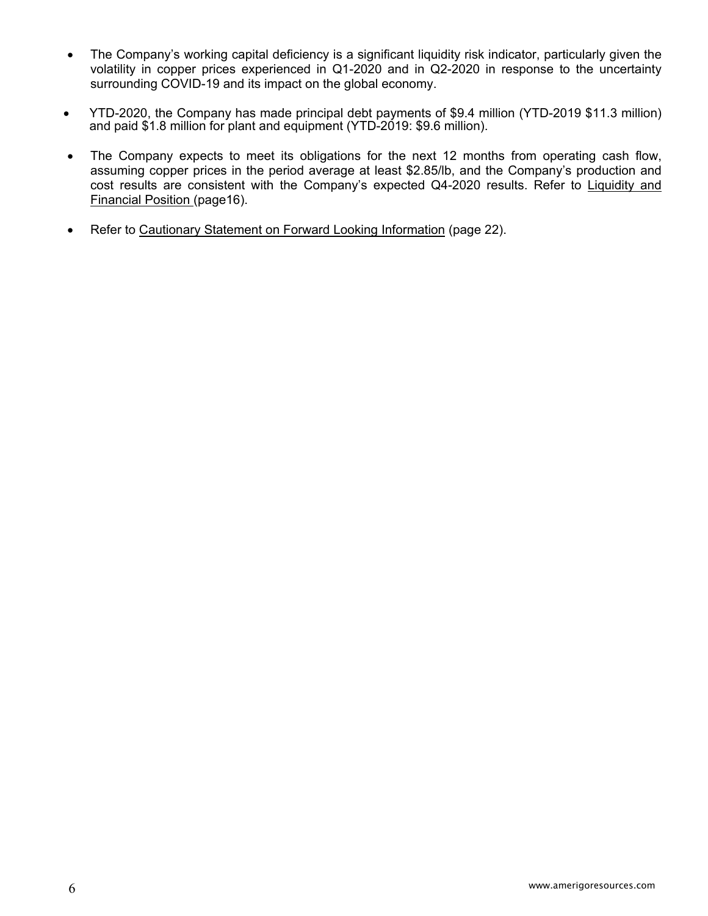- The Company's working capital deficiency is a significant liquidity risk indicator, particularly given the volatility in copper prices experienced in Q1-2020 and in Q2-2020 in response to the uncertainty surrounding COVID-19 and its impact on the global economy.
- YTD-2020, the Company has made principal debt payments of $9.4 million (YTD-2019 $11.3 million) and paid $1.8 million for plant and equipment (YTD-2019: $9.6 million).
- The Company expects to meet its obligations for the next 12 months from operating cash flow, assuming copper prices in the period average at least $2.85/lb, and the Company's production and cost results are consistent with the Company's expected Q4-2020 results. Refer to Liquidity and Financial Position (page16).
- Refer to Cautionary Statement on Forward Looking Information (page 22).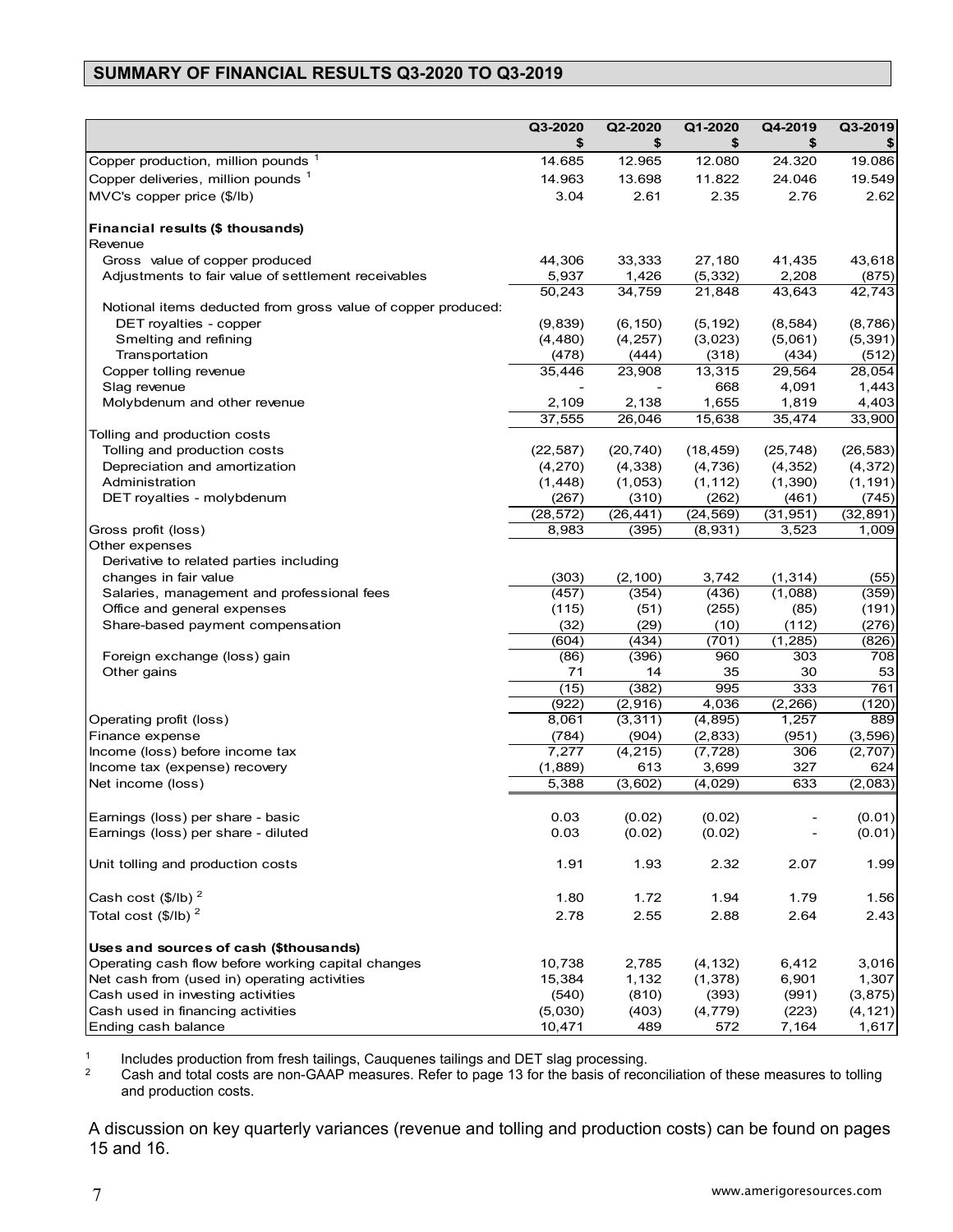## SUMMARY OF FINANCIAL RESULTS Q3-2020 TO Q3-2019

| | Q3-2020 $ | Q2-2020 $ | Q1-2020 $ | Q4-2019 $ | Q3-2019 $ |
|---|---|---|---|---|---|
| Copper production, million pounds [1] | 14.685 | 12.965 | 12.080 | 24.320 | 19.086 |
| Copper deliveries, million pounds [1] | 14.963 | 13.698 | 11.822 | 24.046 | 19.549 |
| MVC's copper price ($/lb) | 3.04 | 2.61 | 2.35 | 2.76 | 2.62 |
| **Financial results ($ thousands)** | | | | | |
| Revenue | | | | | |
| Gross value of copper produced | 44,306 | 33,333 | 27,180 | 41,435 | 43,618 |
| Adjustments to fair value of settlement receivables | 5,937 | 1,426 | (5,332) | 2,208 | (875) |
| | 50,243 | 34,759 | 21,848 | 43,643 | 42,743 |
| Notional items deducted from gross value of copper produced: | | | | | |
| DET royalties - copper | (9,839) | (6,150) | (5,192) | (8,584) | (8,786) |
| Smelting and refining | (4,480) | (4,257) | (3,023) | (5,061) | (5,391) |
| Transportation | (478) | (444) | (318) | (434) | (512) |
| Copper tolling revenue | 35,446 | 23,908 | 13,315 | 29,564 | 28,054 |
| Slag revenue | - | - | 668 | 4,091 | 1,443 |
| Molybdenum and other revenue | 2,109 | 2,138 | 1,655 | 1,819 | 4,403 |
| | 37,555 | 26,046 | 15,638 | 35,474 | 33,900 |
| Tolling and production costs | | | | | |
| Tolling and production costs | (22,587) | (20,740) | (18,459) | (25,748) | (26,583) |
| Depreciation and amortization | (4,270) | (4,338) | (4,736) | (4,352) | (4,372) |
| Administration | (1,448) | (1,053) | (1,112) | (1,390) | (1,191) |
| DET royalties - molybdenum | (267) | (310) | (262) | (461) | (745) |
| | (28,572) | (26,441) | (24,569) | (31,951) | (32,891) |
| Gross profit (loss) | 8,983 | (395) | (8,931) | 3,523 | 1,009 |
| Other expenses | | | | | |
| Derivative to related parties including changes in fair value | (303) | (2,100) | 3,742 | (1,314) | (55) |
| Salaries, management and professional fees | (457) | (354) | (436) | (1,088) | (359) |
| Office and general expenses | (115) | (51) | (255) | (85) | (191) |
| Share-based payment compensation | (32) | (29) | (10) | (112) | (276) |
| | (604) | (434) | (701) | (1,285) | (826) |
| Foreign exchange (loss) gain | (86) | (396) | 960 | 303 | 708 |
| Other gains | 71 | 14 | 35 | 30 | 53 |
| | (15) | (382) | 995 | 333 | 761 |
| | (922) | (2,916) | 4,036 | (2,266) | (120) |
| Operating profit (loss) | 8,061 | (3,311) | (4,895) | 1,257 | 889 |
| Finance expense | (784) | (904) | (2,833) | (951) | (3,596) |
| Income (loss) before income tax | 7,277 | (4,215) | (7,728) | 306 | (2,707) |
| Income tax (expense) recovery | (1,889) | 613 | 3,699 | 327 | 624 |
| Net income (loss) | 5,388 | (3,602) | (4,029) | 633 | (2,083) |
| Earnings (loss) per share - basic | 0.03 | (0.02) | (0.02) | - | (0.01) |
| Earnings (loss) per share - diluted | 0.03 | (0.02) | (0.02) | - | (0.01) |
| Unit tolling and production costs | 1.91 | 1.93 | 2.32 | 2.07 | 1.99 |
| Cash cost ($/lb) [2] | 1.80 | 1.72 | 1.94 | 1.79 | 1.56 |
| Total cost ($/lb) [2] | 2.78 | 2.55 | 2.88 | 2.64 | 2.43 |
| **Uses and sources of cash ($thousands)** | | | | | |
| Operating cash flow before working capital changes | 10,738 | 2,785 | (4,132) | 6,412 | 3,016 |
| Net cash from (used in) operating activities | 15,384 | 1,132 | (1,378) | 6,901 | 1,307 |
| Cash used in investing activities | (540) | (810) | (393) | (991) | (3,875) |
| Cash used in financing activities | (5,030) | (403) | (4,779) | (223) | (4,121) |
| Ending cash balance | 10,471 | 489 | 572 | 7,164 | 1,617 |

[1] Includes production from fresh tailings, Cauquenes tailings and DET slag processing.
[2] Cash and total costs are non-GAAP measures. Refer to page 13 for the basis of reconciliation of these measures to tolling and production costs.

A discussion on key quarterly variances (revenue and tolling and production costs) can be found on pages 15 and 16.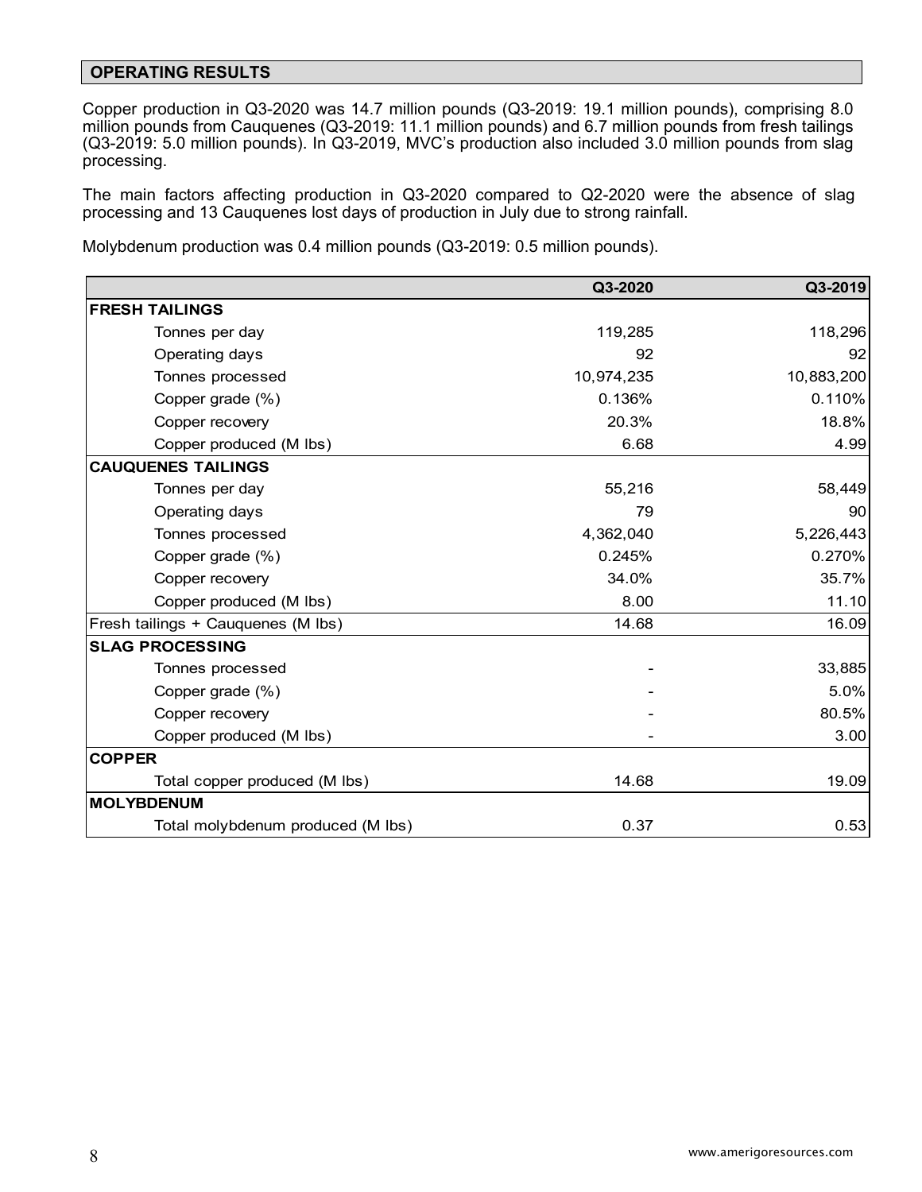## OPERATING RESULTS

Copper production in Q3-2020 was 14.7 million pounds (Q3-2019: 19.1 million pounds), comprising 8.0 million pounds from Cauquenes (Q3-2019: 11.1 million pounds) and 6.7 million pounds from fresh tailings (Q3-2019: 5.0 million pounds). In Q3-2019, MVC's production also included 3.0 million pounds from slag processing.

The main factors affecting production in Q3-2020 compared to Q2-2020 were the absence of slag processing and 13 Cauquenes lost days of production in July due to strong rainfall.

Molybdenum production was 0.4 million pounds (Q3-2019: 0.5 million pounds).

| | Q3-2020 | Q3-2019 |
|---|---|---|
| **FRESH TAILINGS** | | |
| Tonnes per day | 119,285 | 118,296 |
| Operating days | 92 | 92 |
| Tonnes processed | 10,974,235 | 10,883,200 |
| Copper grade (%) | 0.136% | 0.110% |
| Copper recovery | 20.3% | 18.8% |
| Copper produced (M lbs) | 6.68 | 4.99 |
| **CAUQUENES TAILINGS** | | |
| Tonnes per day | 55,216 | 58,449 |
| Operating days | 79 | 90 |
| Tonnes processed | 4,362,040 | 5,226,443 |
| Copper grade (%) | 0.245% | 0.270% |
| Copper recovery | 34.0% | 35.7% |
| Copper produced (M lbs) | 8.00 | 11.10 |
| Fresh tailings + Cauquenes (M lbs) | 14.68 | 16.09 |
| **SLAG PROCESSING** | | |
| Tonnes processed | - | 33,885 |
| Copper grade (%) | - | 5.0% |
| Copper recovery | - | 80.5% |
| Copper produced (M lbs) | - | 3.00 |
| **COPPER** | | |
| Total copper produced (M lbs) | 14.68 | 19.09 |
| **MOLYBDENUM** | | |
| Total molybdenum produced (M lbs) | 0.37 | 0.53 |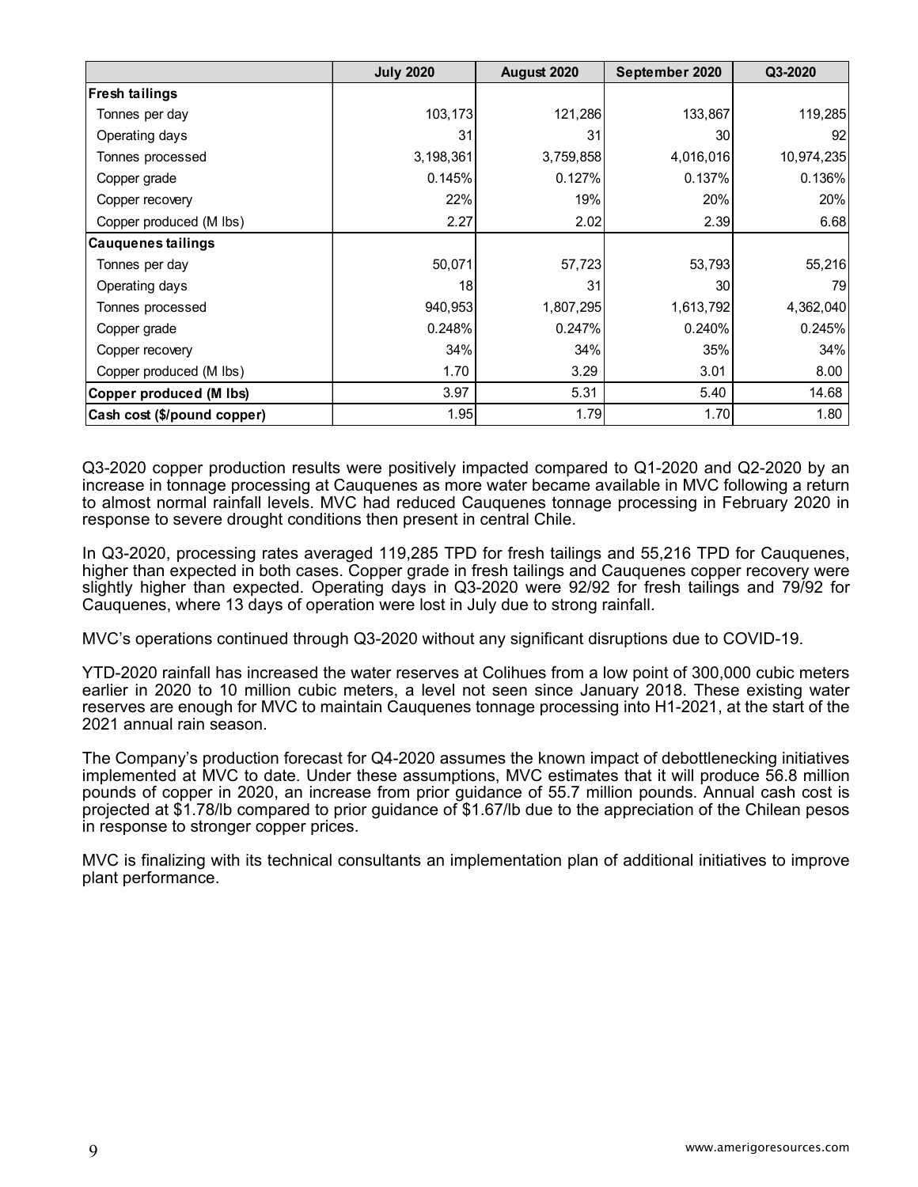| | July 2020 | August 2020 | September 2020 | Q3-2020 |
|---|---|---|---|---|
| **Fresh tailings** | | | | |
| Tonnes per day | 103,173 | 121,286 | 133,867 | 119,285 |
| Operating days | 31 | 31 | 30 | 92 |
| Tonnes processed | 3,198,361 | 3,759,858 | 4,016,016 | 10,974,235 |
| Copper grade | 0.145% | 0.127% | 0.137% | 0.136% |
| Copper recovery | 22% | 19% | 20% | 20% |
| Copper produced (M lbs) | 2.27 | 2.02 | 2.39 | 6.68 |
| **Cauquenes tailings** | | | | |
| Tonnes per day | 50,071 | 57,723 | 53,793 | 55,216 |
| Operating days | 18 | 31 | 30 | 79 |
| Tonnes processed | 940,953 | 1,807,295 | 1,613,792 | 4,362,040 |
| Copper grade | 0.248% | 0.247% | 0.240% | 0.245% |
| Copper recovery | 34% | 34% | 35% | 34% |
| Copper produced (M lbs) | 1.70 | 3.29 | 3.01 | 8.00 |
| **Copper produced (M lbs)** | 3.97 | 5.31 | 5.40 | 14.68 |
| **Cash cost ($/pound copper)** | 1.95 | 1.79 | 1.70 | 1.80 |

Q3-2020 copper production results were positively impacted compared to Q1-2020 and Q2-2020 by an increase in tonnage processing at Cauquenes as more water became available in MVC following a return to almost normal rainfall levels. MVC had reduced Cauquenes tonnage processing in February 2020 in response to severe drought conditions then present in central Chile.

In Q3-2020, processing rates averaged 119,285 TPD for fresh tailings and 55,216 TPD for Cauquenes, higher than expected in both cases. Copper grade in fresh tailings and Cauquenes copper recovery were slightly higher than expected. Operating days in Q3-2020 were 92/92 for fresh tailings and 79/92 for Cauquenes, where 13 days of operation were lost in July due to strong rainfall.

MVC's operations continued through Q3-2020 without any significant disruptions due to COVID-19.

YTD-2020 rainfall has increased the water reserves at Colihues from a low point of 300,000 cubic meters earlier in 2020 to 10 million cubic meters, a level not seen since January 2018. These existing water reserves are enough for MVC to maintain Cauquenes tonnage processing into H1-2021, at the start of the 2021 annual rain season.

The Company's production forecast for Q4-2020 assumes the known impact of debottlenecking initiatives implemented at MVC to date. Under these assumptions, MVC estimates that it will produce 56.8 million pounds of copper in 2020, an increase from prior guidance of 55.7 million pounds. Annual cash cost is projected at $1.78/lb compared to prior guidance of $1.67/lb due to the appreciation of the Chilean pesos in response to stronger copper prices.

MVC is finalizing with its technical consultants an implementation plan of additional initiatives to improve plant performance.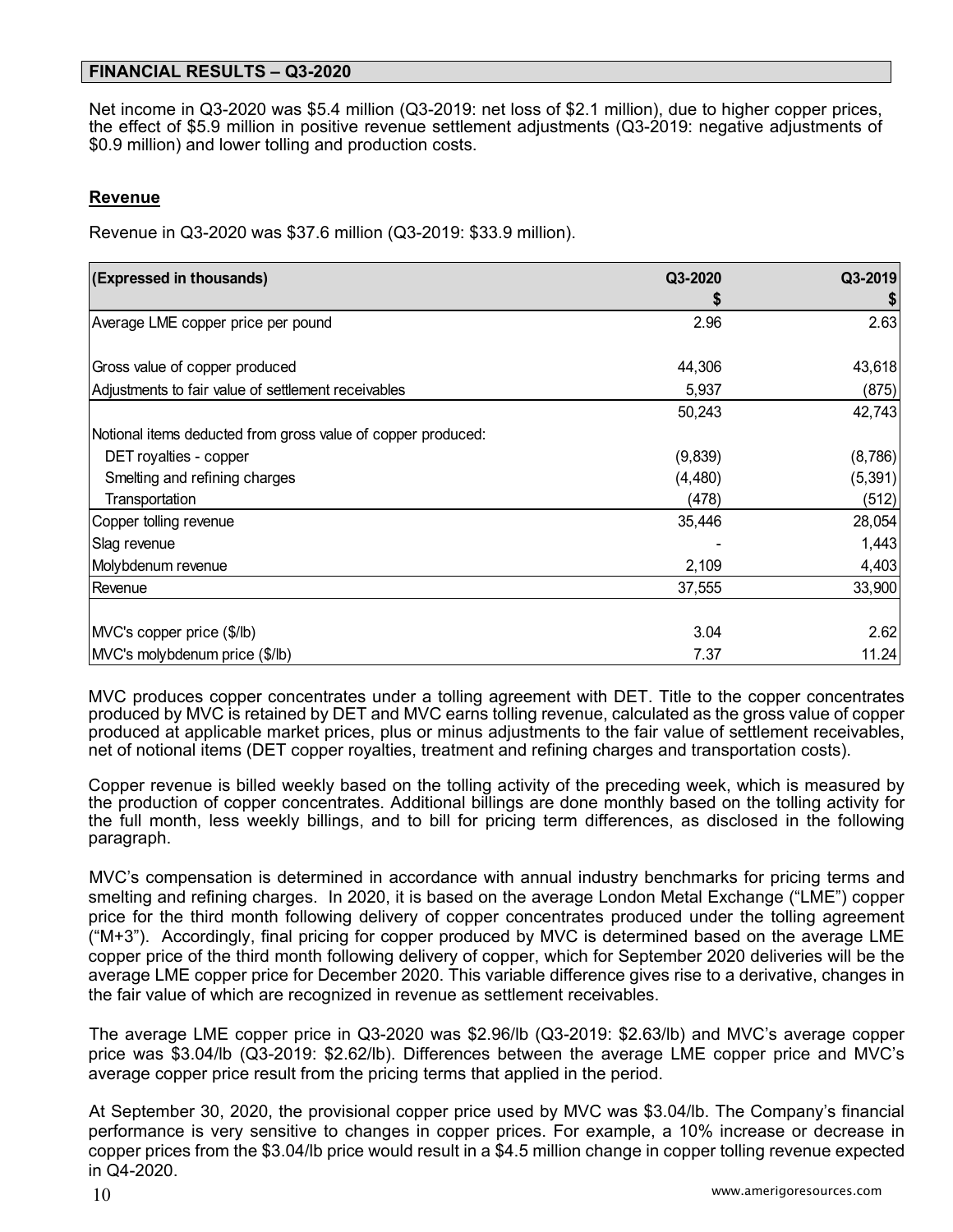## FINANCIAL RESULTS – Q3-2020

Net income in Q3-2020 was $5.4 million (Q3-2019: net loss of $2.1 million), due to higher copper prices, the effect of $5.9 million in positive revenue settlement adjustments (Q3-2019: negative adjustments of $0.9 million) and lower tolling and production costs.

### Revenue

Revenue in Q3-2020 was $37.6 million (Q3-2019: $33.9 million).

| (Expressed in thousands) | Q3-2020 $ | Q3-2019 $ |
|---|---|---|
| Average LME copper price per pound | 2.96 | 2.63 |
| | | |
| Gross value of copper produced | 44,306 | 43,618 |
| Adjustments to fair value of settlement receivables | 5,937 | (875) |
| | 50,243 | 42,743 |
| Notional items deducted from gross value of copper produced: | | |
| DET royalties - copper | (9,839) | (8,786) |
| Smelting and refining charges | (4,480) | (5,391) |
| Transportation | (478) | (512) |
| Copper tolling revenue | 35,446 | 28,054 |
| Slag revenue | - | 1,443 |
| Molybdenum revenue | 2,109 | 4,403 |
| Revenue | 37,555 | 33,900 |
| | | |
| MVC's copper price ($/lb) | 3.04 | 2.62 |
| MVC's molybdenum price ($/lb) | 7.37 | 11.24 |

MVC produces copper concentrates under a tolling agreement with DET. Title to the copper concentrates produced by MVC is retained by DET and MVC earns tolling revenue, calculated as the gross value of copper produced at applicable market prices, plus or minus adjustments to the fair value of settlement receivables, net of notional items (DET copper royalties, treatment and refining charges and transportation costs).

Copper revenue is billed weekly based on the tolling activity of the preceding week, which is measured by the production of copper concentrates. Additional billings are done monthly based on the tolling activity for the full month, less weekly billings, and to bill for pricing term differences, as disclosed in the following paragraph.

MVC's compensation is determined in accordance with annual industry benchmarks for pricing terms and smelting and refining charges. In 2020, it is based on the average London Metal Exchange ("LME") copper price for the third month following delivery of copper concentrates produced under the tolling agreement ("M+3"). Accordingly, final pricing for copper produced by MVC is determined based on the average LME copper price of the third month following delivery of copper, which for September 2020 deliveries will be the average LME copper price for December 2020. This variable difference gives rise to a derivative, changes in the fair value of which are recognized in revenue as settlement receivables.

The average LME copper price in Q3-2020 was $2.96/lb (Q3-2019: $2.63/lb) and MVC's average copper price was $3.04/lb (Q3-2019: $2.62/lb). Differences between the average LME copper price and MVC's average copper price result from the pricing terms that applied in the period.

At September 30, 2020, the provisional copper price used by MVC was $3.04/lb. The Company's financial performance is very sensitive to changes in copper prices. For example, a 10% increase or decrease in copper prices from the $3.04/lb price would result in a $4.5 million change in copper tolling revenue expected in Q4-2020.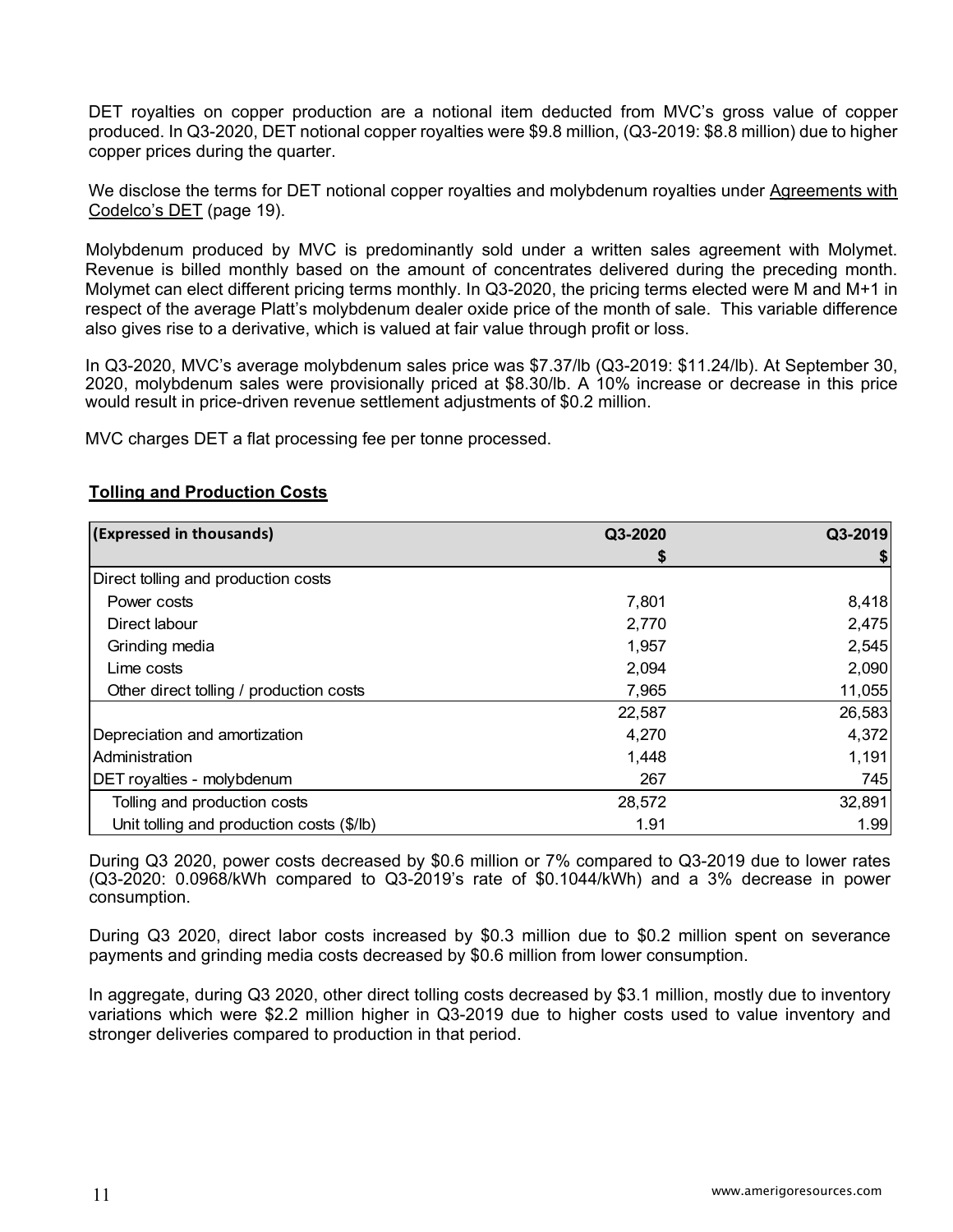DET royalties on copper production are a notional item deducted from MVC's gross value of copper produced. In Q3-2020, DET notional copper royalties were $9.8 million, (Q3-2019: $8.8 million) due to higher copper prices during the quarter.

We disclose the terms for DET notional copper royalties and molybdenum royalties under Agreements with Codelco's DET (page 19).

Molybdenum produced by MVC is predominantly sold under a written sales agreement with Molymet. Revenue is billed monthly based on the amount of concentrates delivered during the preceding month. Molymet can elect different pricing terms monthly. In Q3-2020, the pricing terms elected were M and M+1 in respect of the average Platt's molybdenum dealer oxide price of the month of sale. This variable difference also gives rise to a derivative, which is valued at fair value through profit or loss.

In Q3-2020, MVC's average molybdenum sales price was $7.37/lb (Q3-2019: $11.24/lb). At September 30, 2020, molybdenum sales were provisionally priced at $8.30/lb. A 10% increase or decrease in this price would result in price-driven revenue settlement adjustments of $0.2 million.

MVC charges DET a flat processing fee per tonne processed.

## Tolling and Production Costs

| (Expressed in thousands) | Q3-2020 | Q3-2019 |
|---|---|---|
| | $ | $ |
| Direct tolling and production costs | | |
| Power costs | 7,801 | 8,418 |
| Direct labour | 2,770 | 2,475 |
| Grinding media | 1,957 | 2,545 |
| Lime costs | 2,094 | 2,090 |
| Other direct tolling / production costs | 7,965 | 11,055 |
| | 22,587 | 26,583 |
| Depreciation and amortization | 4,270 | 4,372 |
| Administration | 1,448 | 1,191 |
| DET royalties - molybdenum | 267 | 745 |
| Tolling and production costs | 28,572 | 32,891 |
| Unit tolling and production costs ($/lb) | 1.91 | 1.99 |

During Q3 2020, power costs decreased by $0.6 million or 7% compared to Q3-2019 due to lower rates (Q3-2020: 0.0968/kWh compared to Q3-2019's rate of $0.1044/kWh) and a 3% decrease in power consumption.

During Q3 2020, direct labor costs increased by $0.3 million due to $0.2 million spent on severance payments and grinding media costs decreased by $0.6 million from lower consumption.

In aggregate, during Q3 2020, other direct tolling costs decreased by $3.1 million, mostly due to inventory variations which were $2.2 million higher in Q3-2019 due to higher costs used to value inventory and stronger deliveries compared to production in that period.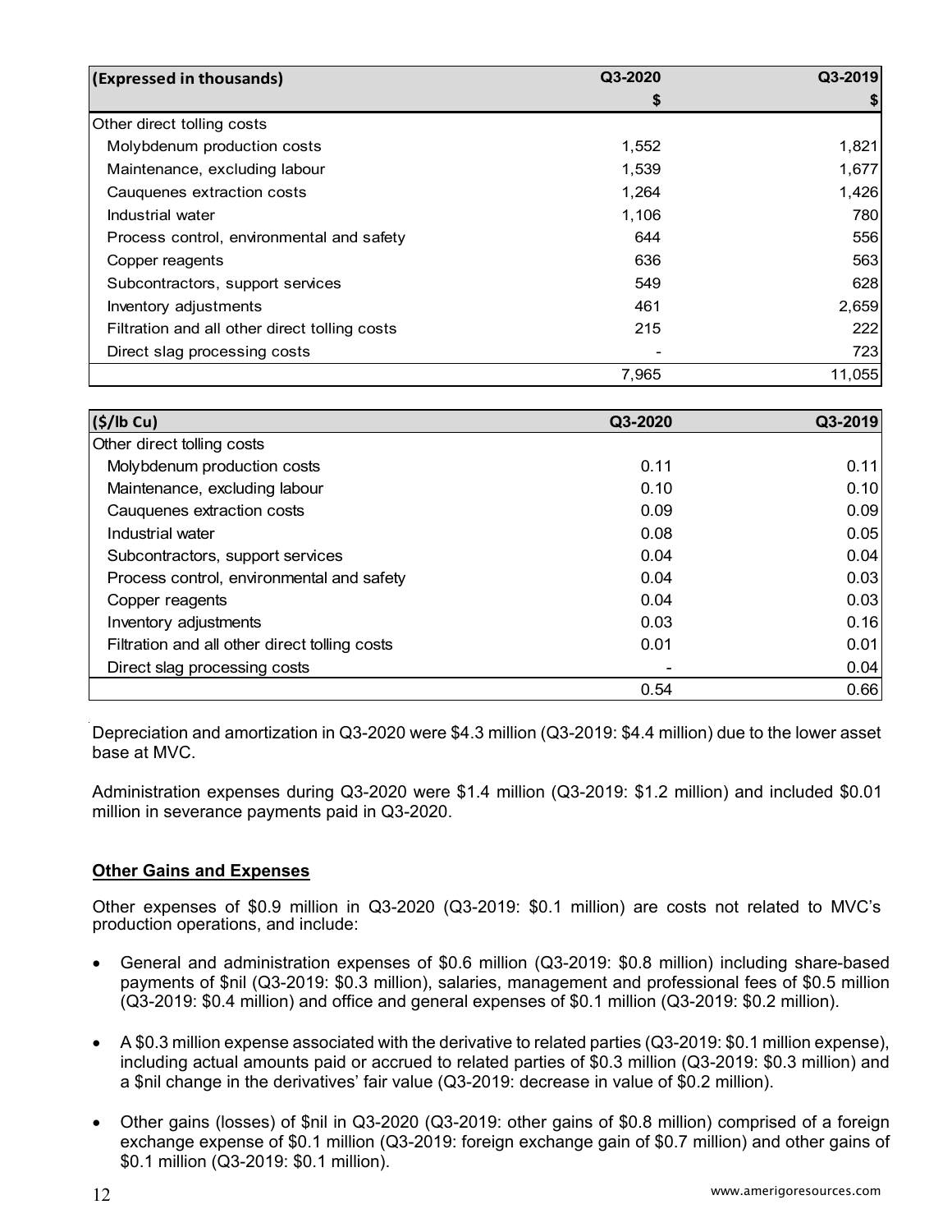| (Expressed in thousands) | Q3-2020 | Q3-2019 |
|---|---|---|
| | $ | $ |
| Other direct tolling costs | | |
| Molybdenum production costs | 1,552 | 1,821 |
| Maintenance, excluding labour | 1,539 | 1,677 |
| Cauquenes extraction costs | 1,264 | 1,426 |
| Industrial water | 1,106 | 780 |
| Process control, environmental and safety | 644 | 556 |
| Copper reagents | 636 | 563 |
| Subcontractors, support services | 549 | 628 |
| Inventory adjustments | 461 | 2,659 |
| Filtration and all other direct tolling costs | 215 | 222 |
| Direct slag processing costs | - | 723 |
| | 7,965 | 11,055 |

| ($/lb Cu) | Q3-2020 | Q3-2019 |
|---|---|---|
| Other direct tolling costs | | |
| Molybdenum production costs | 0.11 | 0.11 |
| Maintenance, excluding labour | 0.10 | 0.10 |
| Cauquenes extraction costs | 0.09 | 0.09 |
| Industrial water | 0.08 | 0.05 |
| Subcontractors, support services | 0.04 | 0.04 |
| Process control, environmental and safety | 0.04 | 0.03 |
| Copper reagents | 0.04 | 0.03 |
| Inventory adjustments | 0.03 | 0.16 |
| Filtration and all other direct tolling costs | 0.01 | 0.01 |
| Direct slag processing costs | - | 0.04 |
| | 0.54 | 0.66 |

Depreciation and amortization in Q3-2020 were $4.3 million (Q3-2019: $4.4 million) due to the lower asset base at MVC.

Administration expenses during Q3-2020 were $1.4 million (Q3-2019: $1.2 million) and included $0.01 million in severance payments paid in Q3-2020.

## Other Gains and Expenses

Other expenses of $0.9 million in Q3-2020 (Q3-2019: $0.1 million) are costs not related to MVC's production operations, and include:

- General and administration expenses of $0.6 million (Q3-2019: $0.8 million) including share-based payments of $nil (Q3-2019: $0.3 million), salaries, management and professional fees of $0.5 million (Q3-2019: $0.4 million) and office and general expenses of $0.1 million (Q3-2019: $0.2 million).
- A $0.3 million expense associated with the derivative to related parties (Q3-2019: $0.1 million expense), including actual amounts paid or accrued to related parties of $0.3 million (Q3-2019: $0.3 million) and a $nil change in the derivatives' fair value (Q3-2019: decrease in value of $0.2 million).
- Other gains (losses) of $nil in Q3-2020 (Q3-2019: other gains of $0.8 million) comprised of a foreign exchange expense of $0.1 million (Q3-2019: foreign exchange gain of $0.7 million) and other gains of $0.1 million (Q3-2019: $0.1 million).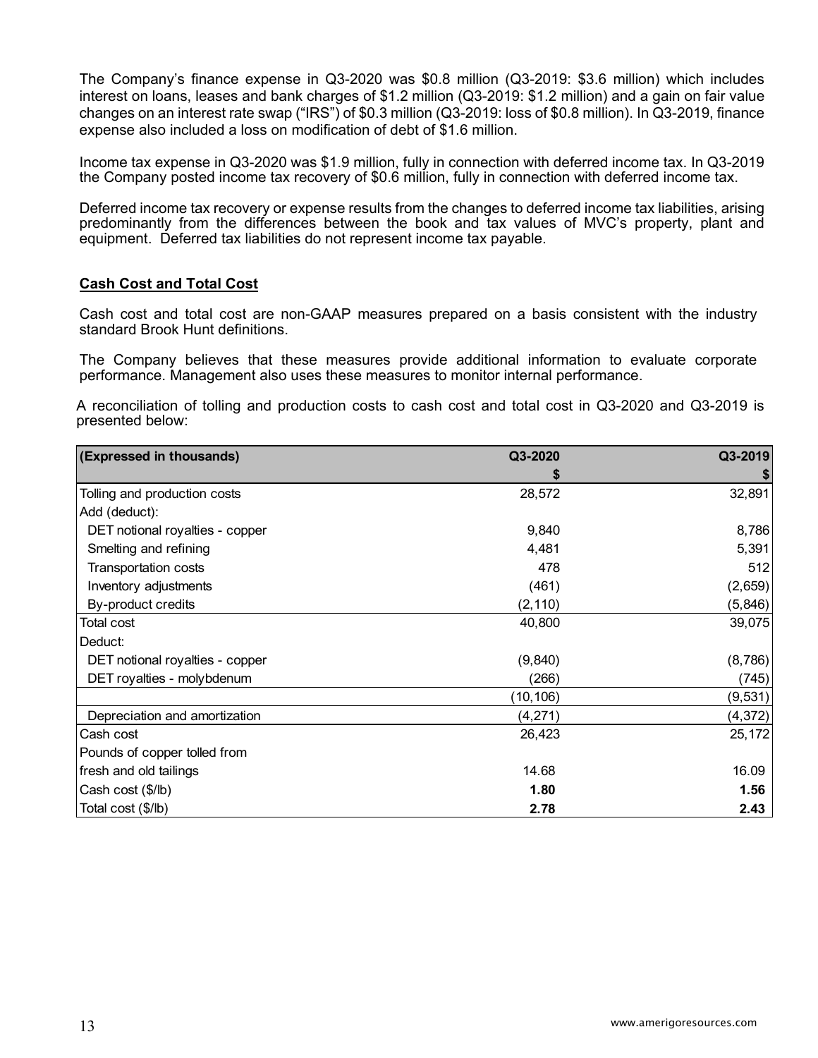The Company's finance expense in Q3-2020 was $0.8 million (Q3-2019: $3.6 million) which includes interest on loans, leases and bank charges of $1.2 million (Q3-2019: $1.2 million) and a gain on fair value changes on an interest rate swap ("IRS") of $0.3 million (Q3-2019: loss of $0.8 million). In Q3-2019, finance expense also included a loss on modification of debt of $1.6 million.

Income tax expense in Q3-2020 was $1.9 million, fully in connection with deferred income tax. In Q3-2019 the Company posted income tax recovery of $0.6 million, fully in connection with deferred income tax.

Deferred income tax recovery or expense results from the changes to deferred income tax liabilities, arising predominantly from the differences between the book and tax values of MVC's property, plant and equipment. Deferred tax liabilities do not represent income tax payable.

## **Cash Cost and Total Cost**

Cash cost and total cost are non-GAAP measures prepared on a basis consistent with the industry standard Brook Hunt definitions.

The Company believes that these measures provide additional information to evaluate corporate performance. Management also uses these measures to monitor internal performance.

A reconciliation of tolling and production costs to cash cost and total cost in Q3-2020 and Q3-2019 is presented below:

| (Expressed in thousands) | Q3-2020 | Q3-2019 |
|---|---|---|
| | $ | $ |
| Tolling and production costs | 28,572 | 32,891 |
| Add (deduct): | | |
| DET notional royalties - copper | 9,840 | 8,786 |
| Smelting and refining | 4,481 | 5,391 |
| Transportation costs | 478 | 512 |
| Inventory adjustments | (461) | (2,659) |
| By-product credits | (2,110) | (5,846) |
| Total cost | 40,800 | 39,075 |
| Deduct: | | |
| DET notional royalties - copper | (9,840) | (8,786) |
| DET royalties - molybdenum | (266) | (745) |
| | (10,106) | (9,531) |
| Depreciation and amortization | (4,271) | (4,372) |
| Cash cost | 26,423 | 25,172 |
| Pounds of copper tolled from fresh and old tailings | 14.68 | 16.09 |
| Cash cost ($/lb) | **1.80** | **1.56** |
| Total cost ($/lb) | **2.78** | **2.43** |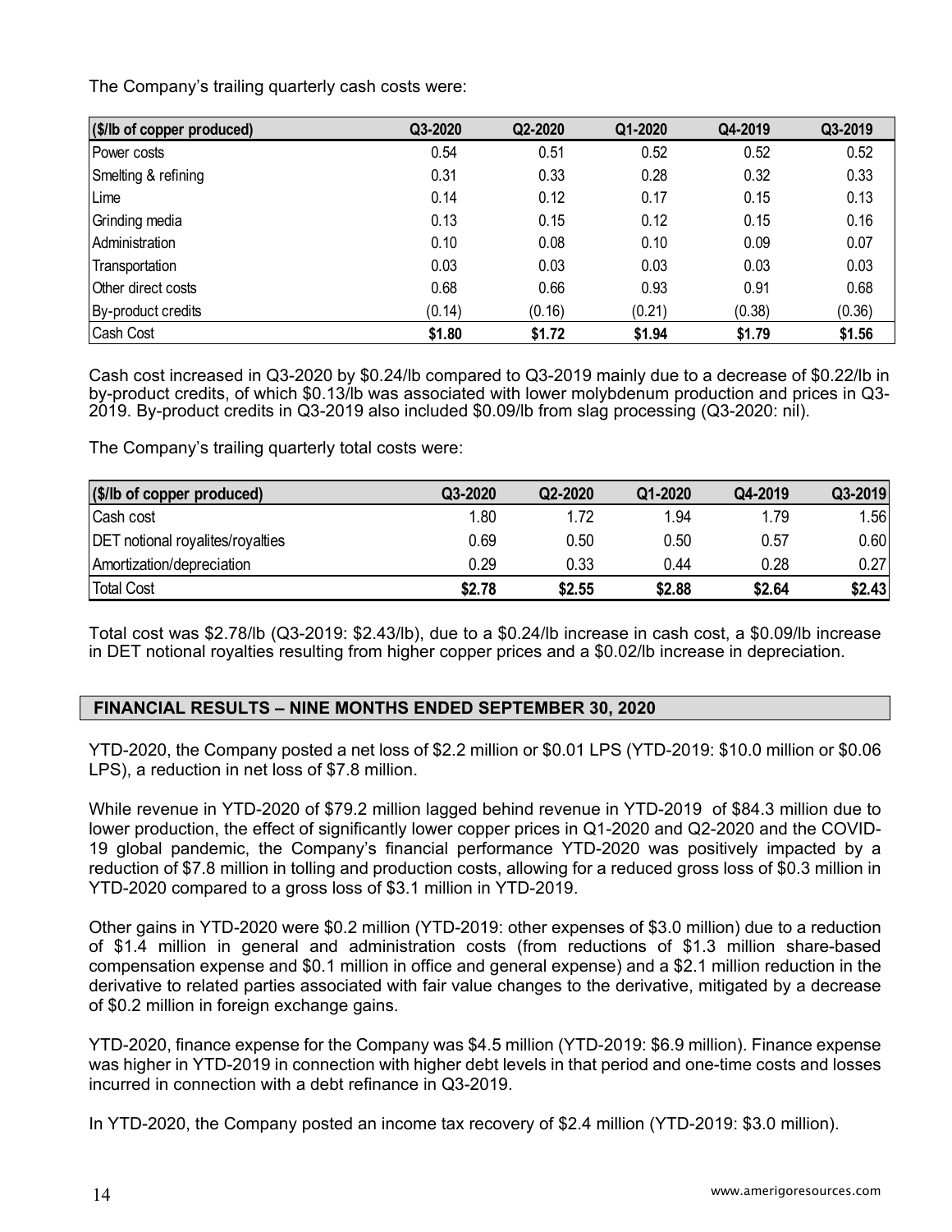The Company's trailing quarterly cash costs were:

| ($/lb of copper produced) | Q3-2020 | Q2-2020 | Q1-2020 | Q4-2019 | Q3-2019 |
|---|---|---|---|---|---|
| Power costs | 0.54 | 0.51 | 0.52 | 0.52 | 0.52 |
| Smelting & refining | 0.31 | 0.33 | 0.28 | 0.32 | 0.33 |
| Lime | 0.14 | 0.12 | 0.17 | 0.15 | 0.13 |
| Grinding media | 0.13 | 0.15 | 0.12 | 0.15 | 0.16 |
| Administration | 0.10 | 0.08 | 0.10 | 0.09 | 0.07 |
| Transportation | 0.03 | 0.03 | 0.03 | 0.03 | 0.03 |
| Other direct costs | 0.68 | 0.66 | 0.93 | 0.91 | 0.68 |
| By-product credits | (0.14) | (0.16) | (0.21) | (0.38) | (0.36) |
| Cash Cost | **$1.80** | **$1.72** | **$1.94** | **$1.79** | **$1.56** |

Cash cost increased in Q3-2020 by $0.24/lb compared to Q3-2019 mainly due to a decrease of $0.22/lb in by-product credits, of which $0.13/lb was associated with lower molybdenum production and prices in Q3-2019. By-product credits in Q3-2019 also included $0.09/lb from slag processing (Q3-2020: nil).

The Company's trailing quarterly total costs were:

| ($/lb of copper produced) | Q3-2020 | Q2-2020 | Q1-2020 | Q4-2019 | Q3-2019 |
|---|---|---|---|---|---|
| Cash cost | 1.80 | 1.72 | 1.94 | 1.79 | 1.56 |
| DET notional royalites/royalties | 0.69 | 0.50 | 0.50 | 0.57 | 0.60 |
| Amortization/depreciation | 0.29 | 0.33 | 0.44 | 0.28 | 0.27 |
| Total Cost | **$2.78** | **$2.55** | **$2.88** | **$2.64** | **$2.43** |

Total cost was $2.78/lb (Q3-2019: $2.43/lb), due to a $0.24/lb increase in cash cost, a $0.09/lb increase in DET notional royalties resulting from higher copper prices and a $0.02/lb increase in depreciation.

## FINANCIAL RESULTS – NINE MONTHS ENDED SEPTEMBER 30, 2020

YTD-2020, the Company posted a net loss of $2.2 million or $0.01 LPS (YTD-2019: $10.0 million or $0.06 LPS), a reduction in net loss of $7.8 million.

While revenue in YTD-2020 of $79.2 million lagged behind revenue in YTD-2019 of $84.3 million due to lower production, the effect of significantly lower copper prices in Q1-2020 and Q2-2020 and the COVID-19 global pandemic, the Company's financial performance YTD-2020 was positively impacted by a reduction of $7.8 million in tolling and production costs, allowing for a reduced gross loss of $0.3 million in YTD-2020 compared to a gross loss of $3.1 million in YTD-2019.

Other gains in YTD-2020 were $0.2 million (YTD-2019: other expenses of $3.0 million) due to a reduction of $1.4 million in general and administration costs (from reductions of $1.3 million share-based compensation expense and $0.1 million in office and general expense) and a $2.1 million reduction in the derivative to related parties associated with fair value changes to the derivative, mitigated by a decrease of $0.2 million in foreign exchange gains.

YTD-2020, finance expense for the Company was $4.5 million (YTD-2019: $6.9 million). Finance expense was higher in YTD-2019 in connection with higher debt levels in that period and one-time costs and losses incurred in connection with a debt refinance in Q3-2019.

In YTD-2020, the Company posted an income tax recovery of $2.4 million (YTD-2019: $3.0 million).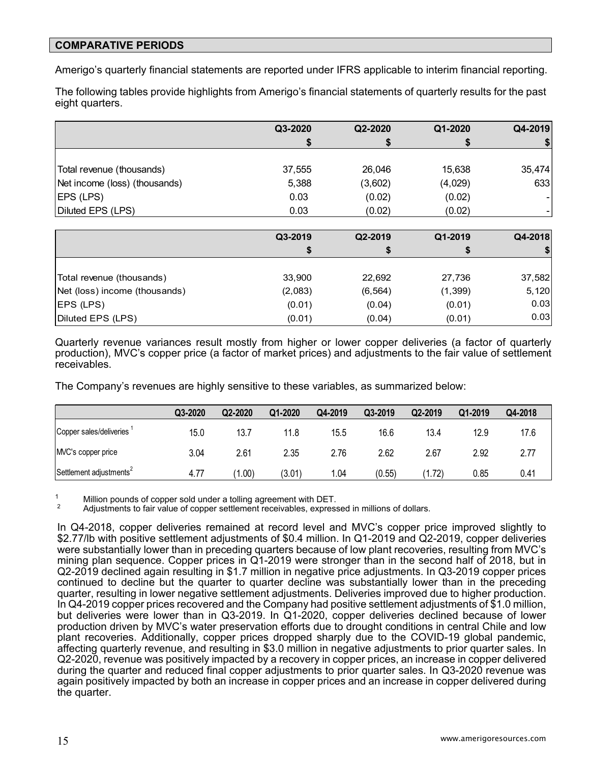## COMPARATIVE PERIODS

Amerigo's quarterly financial statements are reported under IFRS applicable to interim financial reporting.

The following tables provide highlights from Amerigo's financial statements of quarterly results for the past eight quarters.

| | Q3-2020 | Q2-2020 | Q1-2020 | Q4-2019 |
|---|---|---|---|---|
| | $ | $ | $ | $ |
| Total revenue (thousands) | 37,555 | 26,046 | 15,638 | 35,474 |
| Net income (loss) (thousands) | 5,388 | (3,602) | (4,029) | 633 |
| EPS (LPS) | 0.03 | (0.02) | (0.02) | - |
| Diluted EPS (LPS) | 0.03 | (0.02) | (0.02) | - |

| | Q3-2019 | Q2-2019 | Q1-2019 | Q4-2018 |
|---|---|---|---|---|
| | $ | $ | $ | $ |
| Total revenue (thousands) | 33,900 | 22,692 | 27,736 | 37,582 |
| Net (loss) income (thousands) | (2,083) | (6,564) | (1,399) | 5,120 |
| EPS (LPS) | (0.01) | (0.04) | (0.01) | 0.03 |
| Diluted EPS (LPS) | (0.01) | (0.04) | (0.01) | 0.03 |

Quarterly revenue variances result mostly from higher or lower copper deliveries (a factor of quarterly production), MVC's copper price (a factor of market prices) and adjustments to the fair value of settlement receivables.

The Company's revenues are highly sensitive to these variables, as summarized below:

| | Q3-2020 | Q2-2020 | Q1-2020 | Q4-2019 | Q3-2019 | Q2-2019 | Q1-2019 | Q4-2018 |
|---|---|---|---|---|---|---|---|---|
| Copper sales/deliveries [1] | 15.0 | 13.7 | 11.8 | 15.5 | 16.6 | 13.4 | 12.9 | 17.6 |
| MVC's copper price | 3.04 | 2.61 | 2.35 | 2.76 | 2.62 | 2.67 | 2.92 | 2.77 |
| Settlement adjustments [2] | 4.77 | (1.00) | (3.01) | 1.04 | (0.55) | (1.72) | 0.85 | 0.41 |

[1] Million pounds of copper sold under a tolling agreement with DET.
[2] Adjustments to fair value of copper settlement receivables, expressed in millions of dollars.

In Q4-2018, copper deliveries remained at record level and MVC's copper price improved slightly to \$2.77/lb with positive settlement adjustments of \$0.4 million. In Q1-2019 and Q2-2019, copper deliveries were substantially lower than in preceding quarters because of low plant recoveries, resulting from MVC's mining plan sequence. Copper prices in Q1-2019 were stronger than in the second half of 2018, but in Q2-2019 declined again resulting in \$1.7 million in negative price adjustments. In Q3-2019 copper prices continued to decline but the quarter to quarter decline was substantially lower than in the preceding quarter, resulting in lower negative settlement adjustments. Deliveries improved due to higher production. In Q4-2019 copper prices recovered and the Company had positive settlement adjustments of \$1.0 million, but deliveries were lower than in Q3-2019. In Q1-2020, copper deliveries declined because of lower production driven by MVC's water preservation efforts due to drought conditions in central Chile and low plant recoveries. Additionally, copper prices dropped sharply due to the COVID-19 global pandemic, affecting quarterly revenue, and resulting in \$3.0 million in negative adjustments to prior quarter sales. In Q2-2020, revenue was positively impacted by a recovery in copper prices, an increase in copper delivered during the quarter and reduced final copper adjustments to prior quarter sales. In Q3-2020 revenue was again positively impacted by both an increase in copper prices and an increase in copper delivered during the quarter.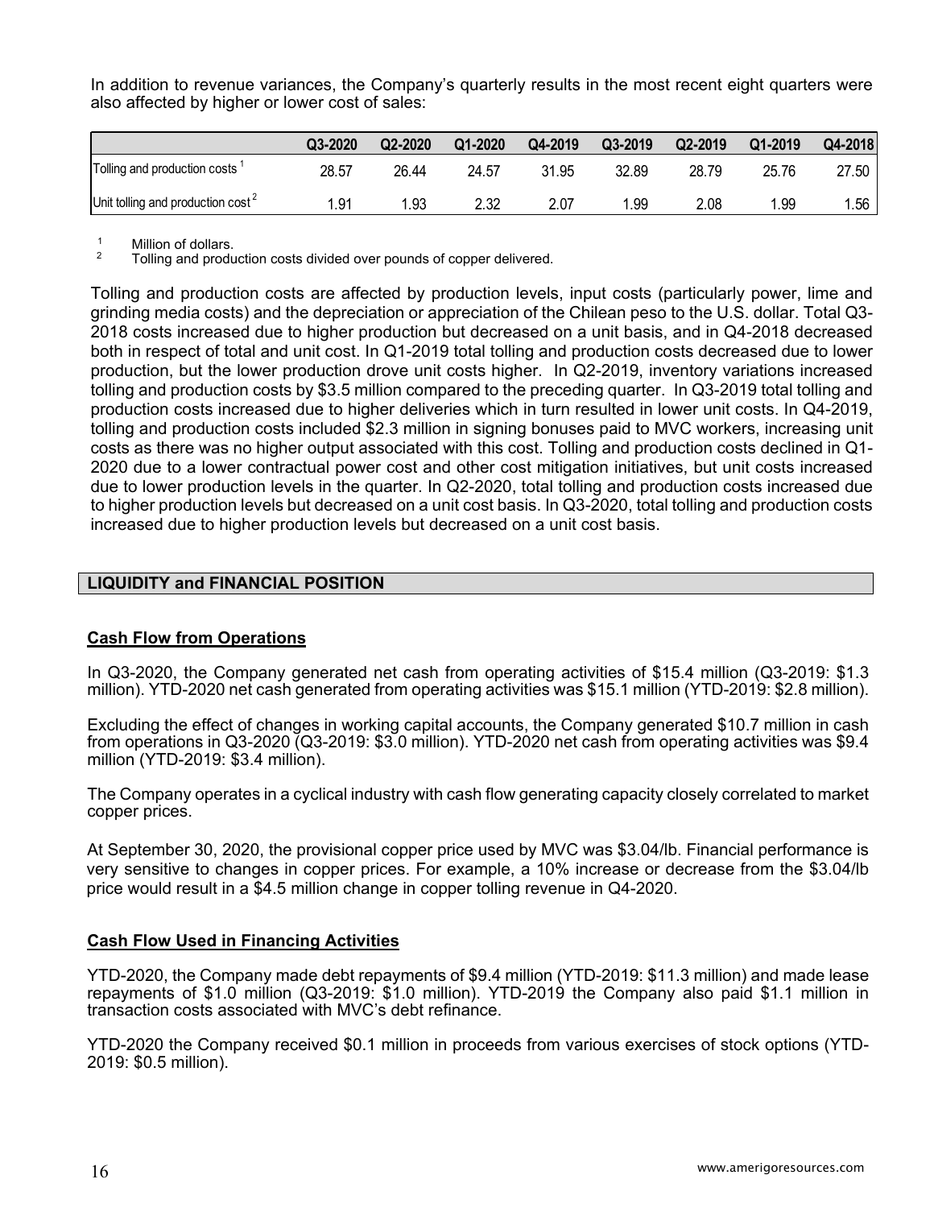In addition to revenue variances, the Company's quarterly results in the most recent eight quarters were also affected by higher or lower cost of sales:

| | Q3-2020 | Q2-2020 | Q1-2020 | Q4-2019 | Q3-2019 | Q2-2019 | Q1-2019 | Q4-2018 |
|---|---|---|---|---|---|---|---|---|
| Tolling and production costs [1] | 28.57 | 26.44 | 24.57 | 31.95 | 32.89 | 28.79 | 25.76 | 27.50 |
| Unit tolling and production cost [2] | 1.91 | 1.93 | 2.32 | 2.07 | 1.99 | 2.08 | 1.99 | 1.56 |

[1] Million of dollars.
[2] Tolling and production costs divided over pounds of copper delivered.

Tolling and production costs are affected by production levels, input costs (particularly power, lime and grinding media costs) and the depreciation or appreciation of the Chilean peso to the U.S. dollar. Total Q3-2018 costs increased due to higher production but decreased on a unit basis, and in Q4-2018 decreased both in respect of total and unit cost. In Q1-2019 total tolling and production costs decreased due to lower production, but the lower production drove unit costs higher. In Q2-2019, inventory variations increased tolling and production costs by $3.5 million compared to the preceding quarter. In Q3-2019 total tolling and production costs increased due to higher deliveries which in turn resulted in lower unit costs. In Q4-2019, tolling and production costs included $2.3 million in signing bonuses paid to MVC workers, increasing unit costs as there was no higher output associated with this cost. Tolling and production costs declined in Q1-2020 due to a lower contractual power cost and other cost mitigation initiatives, but unit costs increased due to lower production levels in the quarter. In Q2-2020, total tolling and production costs increased due to higher production levels but decreased on a unit cost basis. In Q3-2020, total tolling and production costs increased due to higher production levels but decreased on a unit cost basis.

## LIQUIDITY and FINANCIAL POSITION

### Cash Flow from Operations

In Q3-2020, the Company generated net cash from operating activities of $15.4 million (Q3-2019: $1.3 million). YTD-2020 net cash generated from operating activities was $15.1 million (YTD-2019: $2.8 million).

Excluding the effect of changes in working capital accounts, the Company generated $10.7 million in cash from operations in Q3-2020 (Q3-2019: $3.0 million). YTD-2020 net cash from operating activities was $9.4 million (YTD-2019: $3.4 million).

The Company operates in a cyclical industry with cash flow generating capacity closely correlated to market copper prices.

At September 30, 2020, the provisional copper price used by MVC was $3.04/lb. Financial performance is very sensitive to changes in copper prices. For example, a 10% increase or decrease from the $3.04/lb price would result in a $4.5 million change in copper tolling revenue in Q4-2020.

### Cash Flow Used in Financing Activities

YTD-2020, the Company made debt repayments of $9.4 million (YTD-2019: $11.3 million) and made lease repayments of $1.0 million (Q3-2019: $1.0 million). YTD-2019 the Company also paid $1.1 million in transaction costs associated with MVC's debt refinance.

YTD-2020 the Company received $0.1 million in proceeds from various exercises of stock options (YTD-2019: $0.5 million).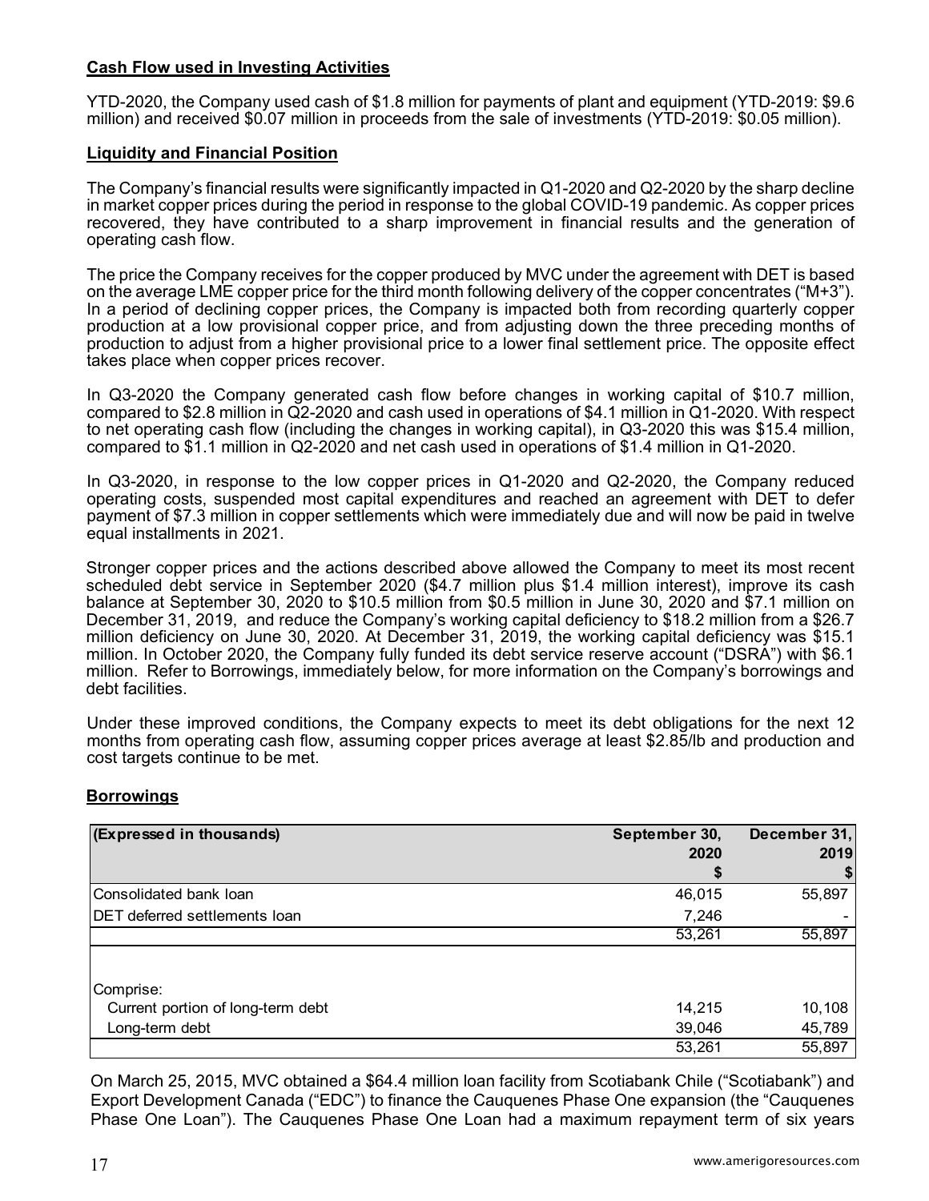**Cash Flow used in Investing Activities**

YTD-2020, the Company used cash of $1.8 million for payments of plant and equipment (YTD-2019: $9.6 million) and received $0.07 million in proceeds from the sale of investments (YTD-2019: $0.05 million).

**Liquidity and Financial Position**

The Company's financial results were significantly impacted in Q1-2020 and Q2-2020 by the sharp decline in market copper prices during the period in response to the global COVID-19 pandemic. As copper prices recovered, they have contributed to a sharp improvement in financial results and the generation of operating cash flow.

The price the Company receives for the copper produced by MVC under the agreement with DET is based on the average LME copper price for the third month following delivery of the copper concentrates ("M+3"). In a period of declining copper prices, the Company is impacted both from recording quarterly copper production at a low provisional copper price, and from adjusting down the three preceding months of production to adjust from a higher provisional price to a lower final settlement price. The opposite effect takes place when copper prices recover.

In Q3-2020 the Company generated cash flow before changes in working capital of $10.7 million, compared to $2.8 million in Q2-2020 and cash used in operations of $4.1 million in Q1-2020. With respect to net operating cash flow (including the changes in working capital), in Q3-2020 this was $15.4 million, compared to $1.1 million in Q2-2020 and net cash used in operations of $1.4 million in Q1-2020.

In Q3-2020, in response to the low copper prices in Q1-2020 and Q2-2020, the Company reduced operating costs, suspended most capital expenditures and reached an agreement with DET to defer payment of $7.3 million in copper settlements which were immediately due and will now be paid in twelve equal installments in 2021.

Stronger copper prices and the actions described above allowed the Company to meet its most recent scheduled debt service in September 2020 ($4.7 million plus $1.4 million interest), improve its cash balance at September 30, 2020 to $10.5 million from $0.5 million in June 30, 2020 and $7.1 million on December 31, 2019, and reduce the Company's working capital deficiency to $18.2 million from a $26.7 million deficiency on June 30, 2020. At December 31, 2019, the working capital deficiency was $15.1 million. In October 2020, the Company fully funded its debt service reserve account ("DSRA") with $6.1 million. Refer to Borrowings, immediately below, for more information on the Company's borrowings and debt facilities.

Under these improved conditions, the Company expects to meet its debt obligations for the next 12 months from operating cash flow, assuming copper prices average at least $2.85/lb and production and cost targets continue to be met.

**Borrowings**

| (Expressed in thousands) | September 30, 2020 $ | December 31, 2019 $ |
|---|---|---|
| Consolidated bank loan | 46,015 | 55,897 |
| DET deferred settlements loan | 7,246 | - |
| | 53,261 | 55,897 |
| Comprise: | | |
| Current portion of long-term debt | 14,215 | 10,108 |
| Long-term debt | 39,046 | 45,789 |
| | 53,261 | 55,897 |

On March 25, 2015, MVC obtained a $64.4 million loan facility from Scotiabank Chile ("Scotiabank") and Export Development Canada ("EDC") to finance the Cauquenes Phase One expansion (the "Cauquenes Phase One Loan"). The Cauquenes Phase One Loan had a maximum repayment term of six years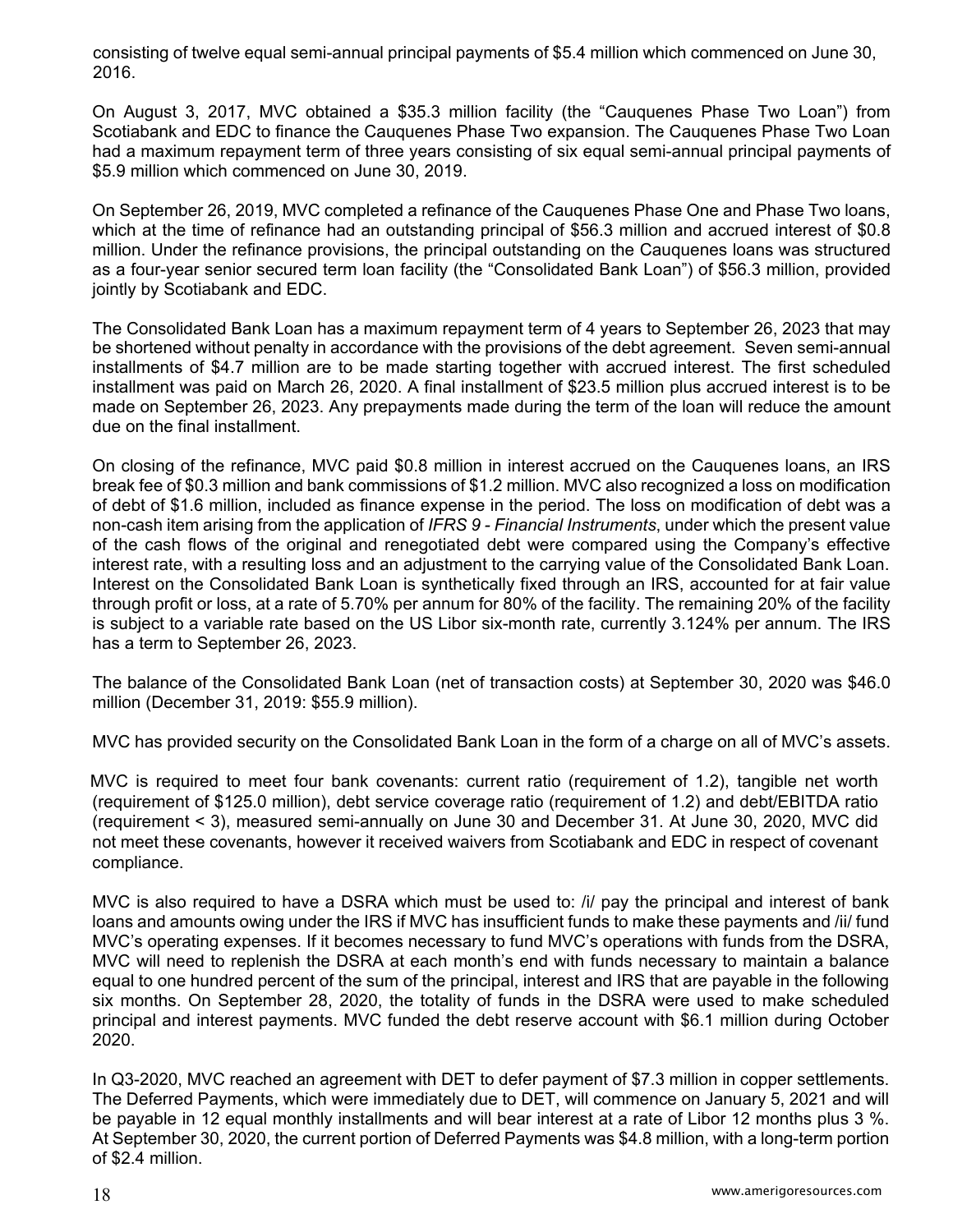consisting of twelve equal semi-annual principal payments of $5.4 million which commenced on June 30, 2016.

On August 3, 2017, MVC obtained a $35.3 million facility (the "Cauquenes Phase Two Loan") from Scotiabank and EDC to finance the Cauquenes Phase Two expansion. The Cauquenes Phase Two Loan had a maximum repayment term of three years consisting of six equal semi-annual principal payments of $5.9 million which commenced on June 30, 2019.

On September 26, 2019, MVC completed a refinance of the Cauquenes Phase One and Phase Two loans, which at the time of refinance had an outstanding principal of $56.3 million and accrued interest of $0.8 million. Under the refinance provisions, the principal outstanding on the Cauquenes loans was structured as a four-year senior secured term loan facility (the "Consolidated Bank Loan") of $56.3 million, provided jointly by Scotiabank and EDC.

The Consolidated Bank Loan has a maximum repayment term of 4 years to September 26, 2023 that may be shortened without penalty in accordance with the provisions of the debt agreement. Seven semi-annual installments of $4.7 million are to be made starting together with accrued interest. The first scheduled installment was paid on March 26, 2020. A final installment of $23.5 million plus accrued interest is to be made on September 26, 2023. Any prepayments made during the term of the loan will reduce the amount due on the final installment.

On closing of the refinance, MVC paid $0.8 million in interest accrued on the Cauquenes loans, an IRS break fee of $0.3 million and bank commissions of $1.2 million. MVC also recognized a loss on modification of debt of $1.6 million, included as finance expense in the period. The loss on modification of debt was a non-cash item arising from the application of *IFRS 9 - Financial Instruments*, under which the present value of the cash flows of the original and renegotiated debt were compared using the Company's effective interest rate, with a resulting loss and an adjustment to the carrying value of the Consolidated Bank Loan. Interest on the Consolidated Bank Loan is synthetically fixed through an IRS, accounted for at fair value through profit or loss, at a rate of 5.70% per annum for 80% of the facility. The remaining 20% of the facility is subject to a variable rate based on the US Libor six-month rate, currently 3.124% per annum. The IRS has a term to September 26, 2023.

The balance of the Consolidated Bank Loan (net of transaction costs) at September 30, 2020 was $46.0 million (December 31, 2019: $55.9 million).

MVC has provided security on the Consolidated Bank Loan in the form of a charge on all of MVC's assets.

MVC is required to meet four bank covenants: current ratio (requirement of 1.2), tangible net worth (requirement of $125.0 million), debt service coverage ratio (requirement of 1.2) and debt/EBITDA ratio (requirement < 3), measured semi-annually on June 30 and December 31. At June 30, 2020, MVC did not meet these covenants, however it received waivers from Scotiabank and EDC in respect of covenant compliance.

MVC is also required to have a DSRA which must be used to: /i/ pay the principal and interest of bank loans and amounts owing under the IRS if MVC has insufficient funds to make these payments and /ii/ fund MVC's operating expenses. If it becomes necessary to fund MVC's operations with funds from the DSRA, MVC will need to replenish the DSRA at each month's end with funds necessary to maintain a balance equal to one hundred percent of the sum of the principal, interest and IRS that are payable in the following six months. On September 28, 2020, the totality of funds in the DSRA were used to make scheduled principal and interest payments. MVC funded the debt reserve account with $6.1 million during October 2020.

In Q3-2020, MVC reached an agreement with DET to defer payment of $7.3 million in copper settlements. The Deferred Payments, which were immediately due to DET, will commence on January 5, 2021 and will be payable in 12 equal monthly installments and will bear interest at a rate of Libor 12 months plus 3 %. At September 30, 2020, the current portion of Deferred Payments was $4.8 million, with a long-term portion of $2.4 million.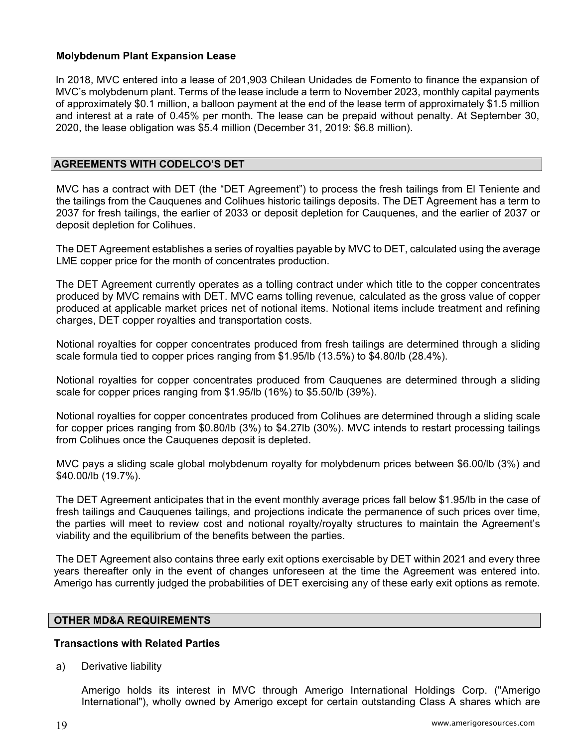### Molybdenum Plant Expansion Lease

In 2018, MVC entered into a lease of 201,903 Chilean Unidades de Fomento to finance the expansion of MVC's molybdenum plant. Terms of the lease include a term to November 2023, monthly capital payments of approximately $0.1 million, a balloon payment at the end of the lease term of approximately $1.5 million and interest at a rate of 0.45% per month. The lease can be prepaid without penalty. At September 30, 2020, the lease obligation was $5.4 million (December 31, 2019: $6.8 million).

## AGREEMENTS WITH CODELCO'S DET

MVC has a contract with DET (the "DET Agreement") to process the fresh tailings from El Teniente and the tailings from the Cauquenes and Colihues historic tailings deposits. The DET Agreement has a term to 2037 for fresh tailings, the earlier of 2033 or deposit depletion for Cauquenes, and the earlier of 2037 or deposit depletion for Colihues.

The DET Agreement establishes a series of royalties payable by MVC to DET, calculated using the average LME copper price for the month of concentrates production.

The DET Agreement currently operates as a tolling contract under which title to the copper concentrates produced by MVC remains with DET. MVC earns tolling revenue, calculated as the gross value of copper produced at applicable market prices net of notional items. Notional items include treatment and refining charges, DET copper royalties and transportation costs.

Notional royalties for copper concentrates produced from fresh tailings are determined through a sliding scale formula tied to copper prices ranging from $1.95/lb (13.5%) to $4.80/lb (28.4%).

Notional royalties for copper concentrates produced from Cauquenes are determined through a sliding scale for copper prices ranging from $1.95/lb (16%) to $5.50/lb (39%).

Notional royalties for copper concentrates produced from Colihues are determined through a sliding scale for copper prices ranging from $0.80/lb (3%) to $4.27lb (30%). MVC intends to restart processing tailings from Colihues once the Cauquenes deposit is depleted.

MVC pays a sliding scale global molybdenum royalty for molybdenum prices between $6.00/lb (3%) and $40.00/lb (19.7%).

The DET Agreement anticipates that in the event monthly average prices fall below $1.95/lb in the case of fresh tailings and Cauquenes tailings, and projections indicate the permanence of such prices over time, the parties will meet to review cost and notional royalty/royalty structures to maintain the Agreement's viability and the equilibrium of the benefits between the parties.

The DET Agreement also contains three early exit options exercisable by DET within 2021 and every three years thereafter only in the event of changes unforeseen at the time the Agreement was entered into. Amerigo has currently judged the probabilities of DET exercising any of these early exit options as remote.

## OTHER MD&A REQUIREMENTS

### Transactions with Related Parties

a) Derivative liability

Amerigo holds its interest in MVC through Amerigo International Holdings Corp. ("Amerigo International"), wholly owned by Amerigo except for certain outstanding Class A shares which are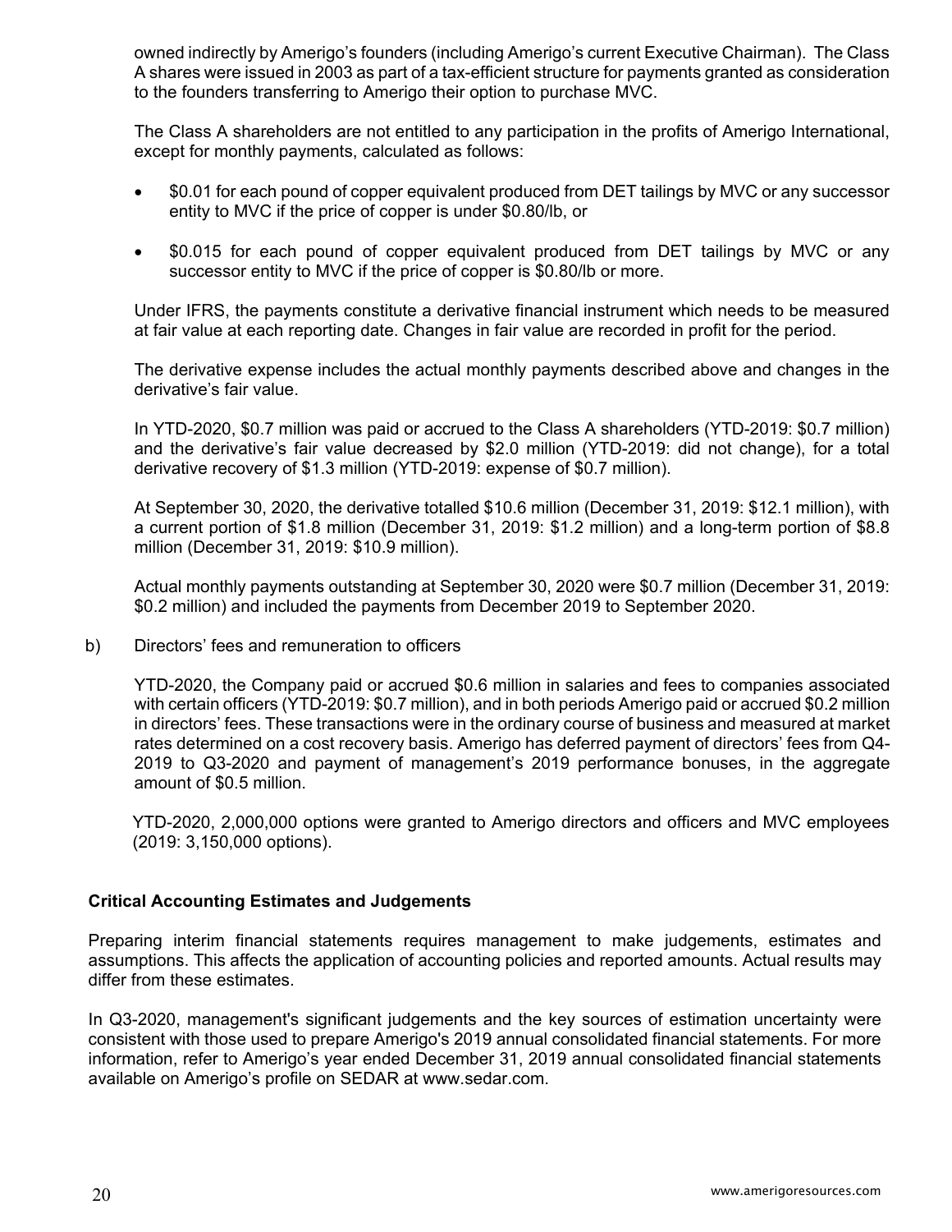owned indirectly by Amerigo's founders (including Amerigo's current Executive Chairman). The Class A shares were issued in 2003 as part of a tax-efficient structure for payments granted as consideration to the founders transferring to Amerigo their option to purchase MVC.

The Class A shareholders are not entitled to any participation in the profits of Amerigo International, except for monthly payments, calculated as follows:

- $0.01 for each pound of copper equivalent produced from DET tailings by MVC or any successor entity to MVC if the price of copper is under $0.80/lb, or
- $0.015 for each pound of copper equivalent produced from DET tailings by MVC or any successor entity to MVC if the price of copper is $0.80/lb or more.

Under IFRS, the payments constitute a derivative financial instrument which needs to be measured at fair value at each reporting date. Changes in fair value are recorded in profit for the period.

The derivative expense includes the actual monthly payments described above and changes in the derivative's fair value.

In YTD-2020, $0.7 million was paid or accrued to the Class A shareholders (YTD-2019: $0.7 million) and the derivative's fair value decreased by $2.0 million (YTD-2019: did not change), for a total derivative recovery of $1.3 million (YTD-2019: expense of $0.7 million).

At September 30, 2020, the derivative totalled $10.6 million (December 31, 2019: $12.1 million), with a current portion of $1.8 million (December 31, 2019: $1.2 million) and a long-term portion of $8.8 million (December 31, 2019: $10.9 million).

Actual monthly payments outstanding at September 30, 2020 were $0.7 million (December 31, 2019: $0.2 million) and included the payments from December 2019 to September 2020.

b) Directors' fees and remuneration to officers

YTD-2020, the Company paid or accrued $0.6 million in salaries and fees to companies associated with certain officers (YTD-2019: $0.7 million), and in both periods Amerigo paid or accrued $0.2 million in directors' fees. These transactions were in the ordinary course of business and measured at market rates determined on a cost recovery basis. Amerigo has deferred payment of directors' fees from Q4-2019 to Q3-2020 and payment of management's 2019 performance bonuses, in the aggregate amount of $0.5 million.

YTD-2020, 2,000,000 options were granted to Amerigo directors and officers and MVC employees (2019: 3,150,000 options).

## Critical Accounting Estimates and Judgements

Preparing interim financial statements requires management to make judgements, estimates and assumptions. This affects the application of accounting policies and reported amounts. Actual results may differ from these estimates.

In Q3-2020, management's significant judgements and the key sources of estimation uncertainty were consistent with those used to prepare Amerigo's 2019 annual consolidated financial statements. For more information, refer to Amerigo's year ended December 31, 2019 annual consolidated financial statements available on Amerigo's profile on SEDAR at www.sedar.com.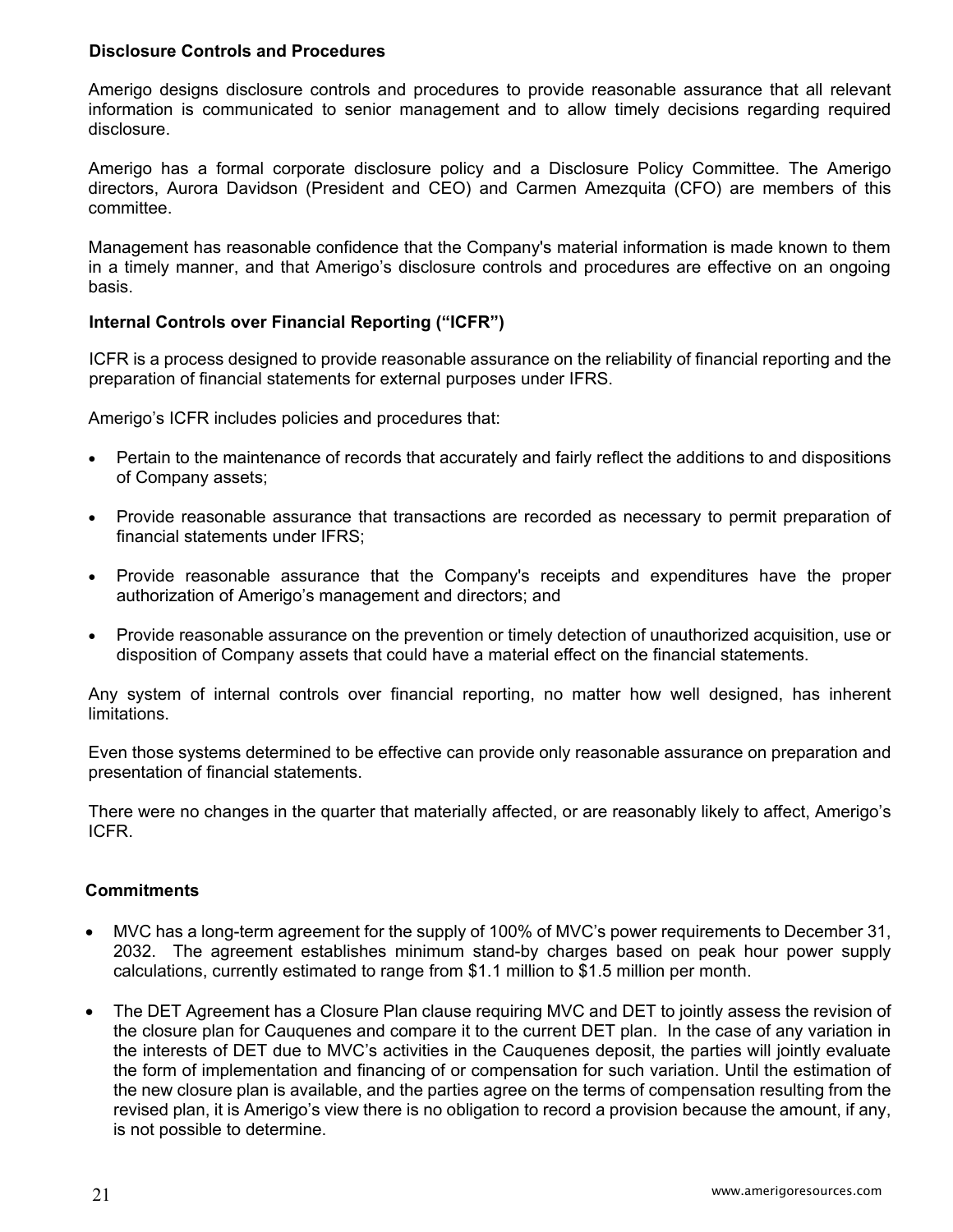**Disclosure Controls and Procedures**

Amerigo designs disclosure controls and procedures to provide reasonable assurance that all relevant information is communicated to senior management and to allow timely decisions regarding required disclosure.

Amerigo has a formal corporate disclosure policy and a Disclosure Policy Committee. The Amerigo directors, Aurora Davidson (President and CEO) and Carmen Amezquita (CFO) are members of this committee.

Management has reasonable confidence that the Company's material information is made known to them in a timely manner, and that Amerigo's disclosure controls and procedures are effective on an ongoing basis.

**Internal Controls over Financial Reporting ("ICFR")**

ICFR is a process designed to provide reasonable assurance on the reliability of financial reporting and the preparation of financial statements for external purposes under IFRS.

Amerigo's ICFR includes policies and procedures that:

- Pertain to the maintenance of records that accurately and fairly reflect the additions to and dispositions of Company assets;
- Provide reasonable assurance that transactions are recorded as necessary to permit preparation of financial statements under IFRS;
- Provide reasonable assurance that the Company's receipts and expenditures have the proper authorization of Amerigo's management and directors; and
- Provide reasonable assurance on the prevention or timely detection of unauthorized acquisition, use or disposition of Company assets that could have a material effect on the financial statements.

Any system of internal controls over financial reporting, no matter how well designed, has inherent limitations.

Even those systems determined to be effective can provide only reasonable assurance on preparation and presentation of financial statements.

There were no changes in the quarter that materially affected, or are reasonably likely to affect, Amerigo's ICFR.

**Commitments**

- MVC has a long-term agreement for the supply of 100% of MVC's power requirements to December 31, 2032. The agreement establishes minimum stand-by charges based on peak hour power supply calculations, currently estimated to range from $1.1 million to $1.5 million per month.
- The DET Agreement has a Closure Plan clause requiring MVC and DET to jointly assess the revision of the closure plan for Cauquenes and compare it to the current DET plan. In the case of any variation in the interests of DET due to MVC's activities in the Cauquenes deposit, the parties will jointly evaluate the form of implementation and financing of or compensation for such variation. Until the estimation of the new closure plan is available, and the parties agree on the terms of compensation resulting from the revised plan, it is Amerigo's view there is no obligation to record a provision because the amount, if any, is not possible to determine.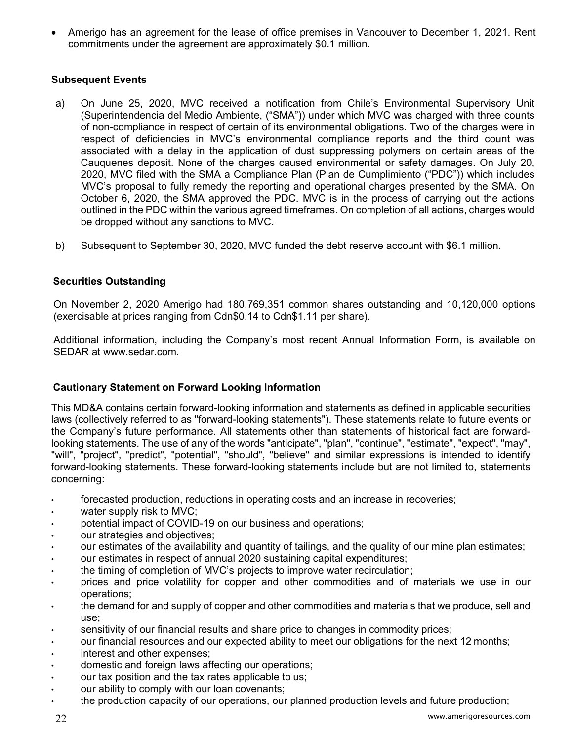- Amerigo has an agreement for the lease of office premises in Vancouver to December 1, 2021. Rent commitments under the agreement are approximately $0.1 million.

### Subsequent Events

a) On June 25, 2020, MVC received a notification from Chile's Environmental Supervisory Unit (Superintendencia del Medio Ambiente, ("SMA")) under which MVC was charged with three counts of non-compliance in respect of certain of its environmental obligations. Two of the charges were in respect of deficiencies in MVC's environmental compliance reports and the third count was associated with a delay in the application of dust suppressing polymers on certain areas of the Cauquenes deposit. None of the charges caused environmental or safety damages. On July 20, 2020, MVC filed with the SMA a Compliance Plan (Plan de Cumplimiento ("PDC")) which includes MVC's proposal to fully remedy the reporting and operational charges presented by the SMA. On October 6, 2020, the SMA approved the PDC. MVC is in the process of carrying out the actions outlined in the PDC within the various agreed timeframes. On completion of all actions, charges would be dropped without any sanctions to MVC.

b) Subsequent to September 30, 2020, MVC funded the debt reserve account with $6.1 million.

### Securities Outstanding

On November 2, 2020 Amerigo had 180,769,351 common shares outstanding and 10,120,000 options (exercisable at prices ranging from Cdn$0.14 to Cdn$1.11 per share).

Additional information, including the Company's most recent Annual Information Form, is available on SEDAR at www.sedar.com.

### Cautionary Statement on Forward Looking Information

This MD&A contains certain forward-looking information and statements as defined in applicable securities laws (collectively referred to as "forward-looking statements"). These statements relate to future events or the Company's future performance. All statements other than statements of historical fact are forward-looking statements. The use of any of the words "anticipate", "plan", "continue", "estimate", "expect", "may", "will", "project", "predict", "potential", "should", "believe" and similar expressions is intended to identify forward-looking statements. These forward-looking statements include but are not limited to, statements concerning:

- forecasted production, reductions in operating costs and an increase in recoveries;
- water supply risk to MVC;
- potential impact of COVID-19 on our business and operations;
- our strategies and objectives;
- our estimates of the availability and quantity of tailings, and the quality of our mine plan estimates;
- our estimates in respect of annual 2020 sustaining capital expenditures;
- the timing of completion of MVC's projects to improve water recirculation;
- prices and price volatility for copper and other commodities and of materials we use in our operations;
- the demand for and supply of copper and other commodities and materials that we produce, sell and use;
- sensitivity of our financial results and share price to changes in commodity prices;
- our financial resources and our expected ability to meet our obligations for the next 12 months;
- interest and other expenses;
- domestic and foreign laws affecting our operations;
- our tax position and the tax rates applicable to us;
- our ability to comply with our loan covenants;
- the production capacity of our operations, our planned production levels and future production;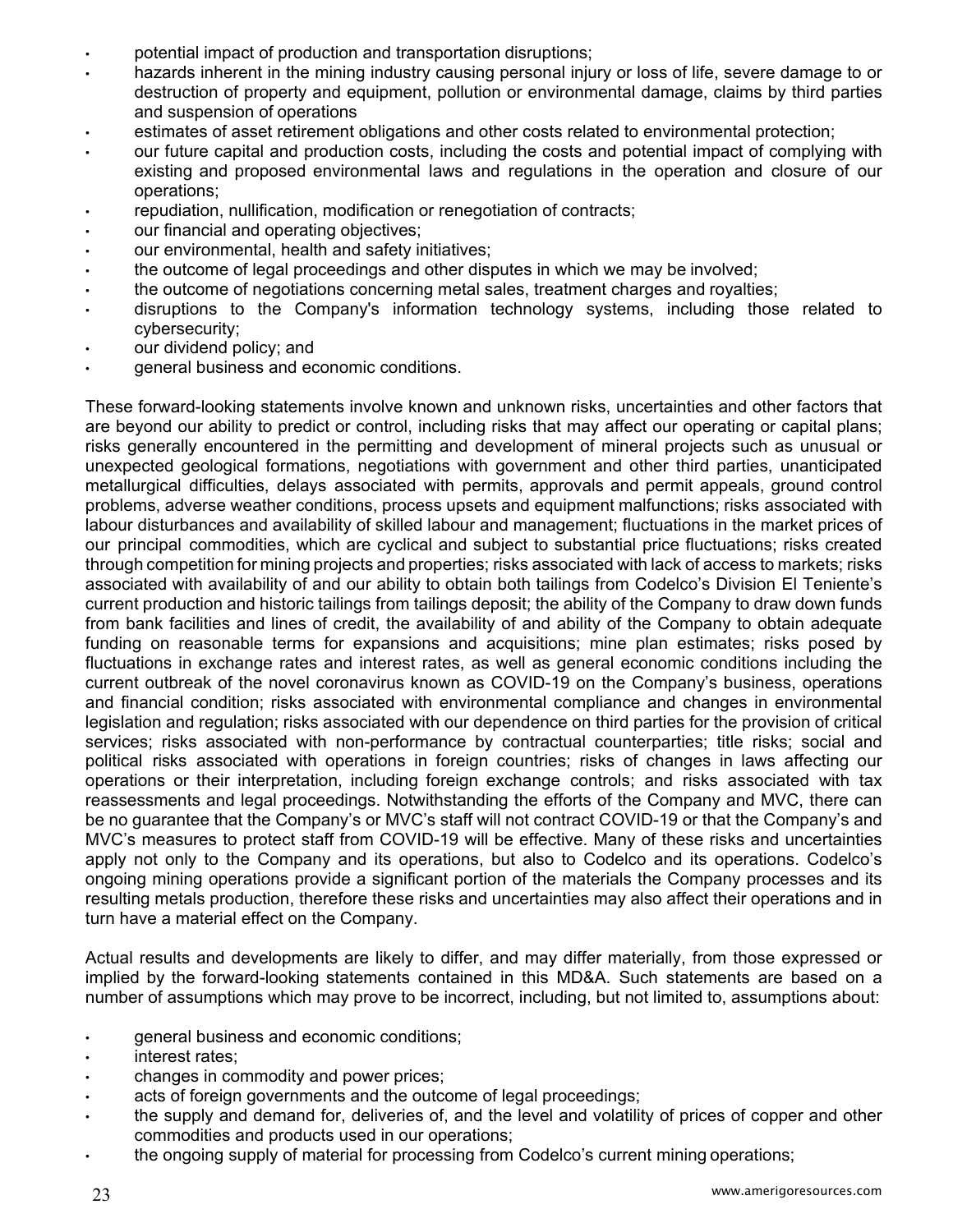- potential impact of production and transportation disruptions;
- hazards inherent in the mining industry causing personal injury or loss of life, severe damage to or destruction of property and equipment, pollution or environmental damage, claims by third parties and suspension of operations
- estimates of asset retirement obligations and other costs related to environmental protection;
- our future capital and production costs, including the costs and potential impact of complying with existing and proposed environmental laws and regulations in the operation and closure of our operations;
- repudiation, nullification, modification or renegotiation of contracts;
- our financial and operating objectives;
- our environmental, health and safety initiatives;
- the outcome of legal proceedings and other disputes in which we may be involved;
- the outcome of negotiations concerning metal sales, treatment charges and royalties;
- disruptions to the Company's information technology systems, including those related to cybersecurity;
- our dividend policy; and
- general business and economic conditions.

These forward-looking statements involve known and unknown risks, uncertainties and other factors that are beyond our ability to predict or control, including risks that may affect our operating or capital plans; risks generally encountered in the permitting and development of mineral projects such as unusual or unexpected geological formations, negotiations with government and other third parties, unanticipated metallurgical difficulties, delays associated with permits, approvals and permit appeals, ground control problems, adverse weather conditions, process upsets and equipment malfunctions; risks associated with labour disturbances and availability of skilled labour and management; fluctuations in the market prices of our principal commodities, which are cyclical and subject to substantial price fluctuations; risks created through competition for mining projects and properties; risks associated with lack of access to markets; risks associated with availability of and our ability to obtain both tailings from Codelco's Division El Teniente's current production and historic tailings from tailings deposit; the ability of the Company to draw down funds from bank facilities and lines of credit, the availability of and ability of the Company to obtain adequate funding on reasonable terms for expansions and acquisitions; mine plan estimates; risks posed by fluctuations in exchange rates and interest rates, as well as general economic conditions including the current outbreak of the novel coronavirus known as COVID-19 on the Company's business, operations and financial condition; risks associated with environmental compliance and changes in environmental legislation and regulation; risks associated with our dependence on third parties for the provision of critical services; risks associated with non-performance by contractual counterparties; title risks; social and political risks associated with operations in foreign countries; risks of changes in laws affecting our operations or their interpretation, including foreign exchange controls; and risks associated with tax reassessments and legal proceedings. Notwithstanding the efforts of the Company and MVC, there can be no guarantee that the Company's or MVC's staff will not contract COVID-19 or that the Company's and MVC's measures to protect staff from COVID-19 will be effective. Many of these risks and uncertainties apply not only to the Company and its operations, but also to Codelco and its operations. Codelco's ongoing mining operations provide a significant portion of the materials the Company processes and its resulting metals production, therefore these risks and uncertainties may also affect their operations and in turn have a material effect on the Company.

Actual results and developments are likely to differ, and may differ materially, from those expressed or implied by the forward-looking statements contained in this MD&A. Such statements are based on a number of assumptions which may prove to be incorrect, including, but not limited to, assumptions about:

- general business and economic conditions;
- interest rates;
- changes in commodity and power prices;
- acts of foreign governments and the outcome of legal proceedings;
- the supply and demand for, deliveries of, and the level and volatility of prices of copper and other commodities and products used in our operations;
- the ongoing supply of material for processing from Codelco's current mining operations;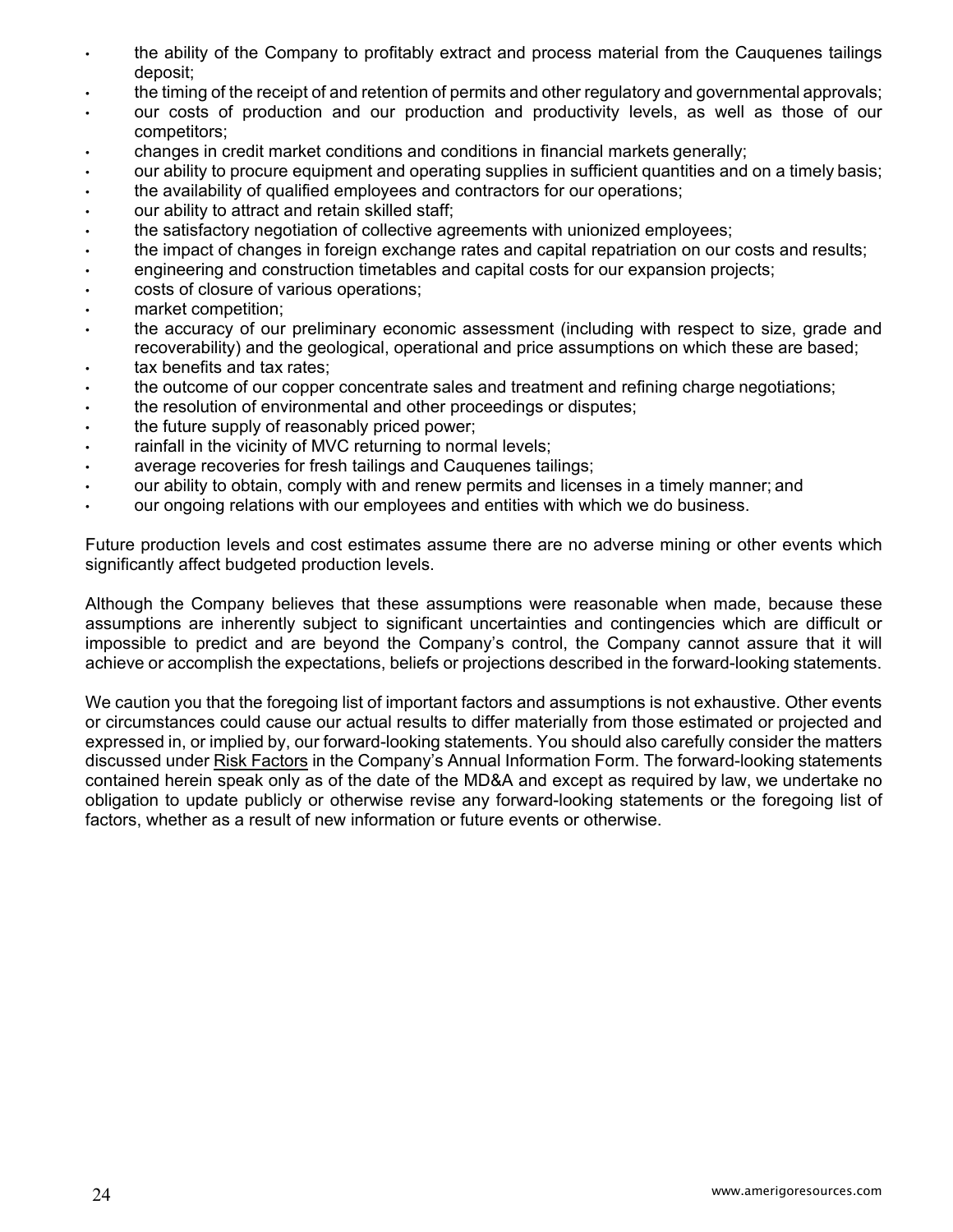- the ability of the Company to profitably extract and process material from the Cauquenes tailings deposit;
- the timing of the receipt of and retention of permits and other regulatory and governmental approvals;
- our costs of production and our production and productivity levels, as well as those of our competitors;
- changes in credit market conditions and conditions in financial markets generally;
- our ability to procure equipment and operating supplies in sufficient quantities and on a timely basis;
- the availability of qualified employees and contractors for our operations;
- our ability to attract and retain skilled staff;
- the satisfactory negotiation of collective agreements with unionized employees;
- the impact of changes in foreign exchange rates and capital repatriation on our costs and results;
- engineering and construction timetables and capital costs for our expansion projects;
- costs of closure of various operations;
- market competition;
- the accuracy of our preliminary economic assessment (including with respect to size, grade and recoverability) and the geological, operational and price assumptions on which these are based;
- tax benefits and tax rates;
- the outcome of our copper concentrate sales and treatment and refining charge negotiations;
- the resolution of environmental and other proceedings or disputes;
- the future supply of reasonably priced power;
- rainfall in the vicinity of MVC returning to normal levels;
- average recoveries for fresh tailings and Cauquenes tailings;
- our ability to obtain, comply with and renew permits and licenses in a timely manner; and
- our ongoing relations with our employees and entities with which we do business.

Future production levels and cost estimates assume there are no adverse mining or other events which significantly affect budgeted production levels.

Although the Company believes that these assumptions were reasonable when made, because these assumptions are inherently subject to significant uncertainties and contingencies which are difficult or impossible to predict and are beyond the Company's control, the Company cannot assure that it will achieve or accomplish the expectations, beliefs or projections described in the forward-looking statements.

We caution you that the foregoing list of important factors and assumptions is not exhaustive. Other events or circumstances could cause our actual results to differ materially from those estimated or projected and expressed in, or implied by, our forward-looking statements. You should also carefully consider the matters discussed under Risk Factors in the Company's Annual Information Form. The forward-looking statements contained herein speak only as of the date of the MD&A and except as required by law, we undertake no obligation to update publicly or otherwise revise any forward-looking statements or the foregoing list of factors, whether as a result of new information or future events or otherwise.